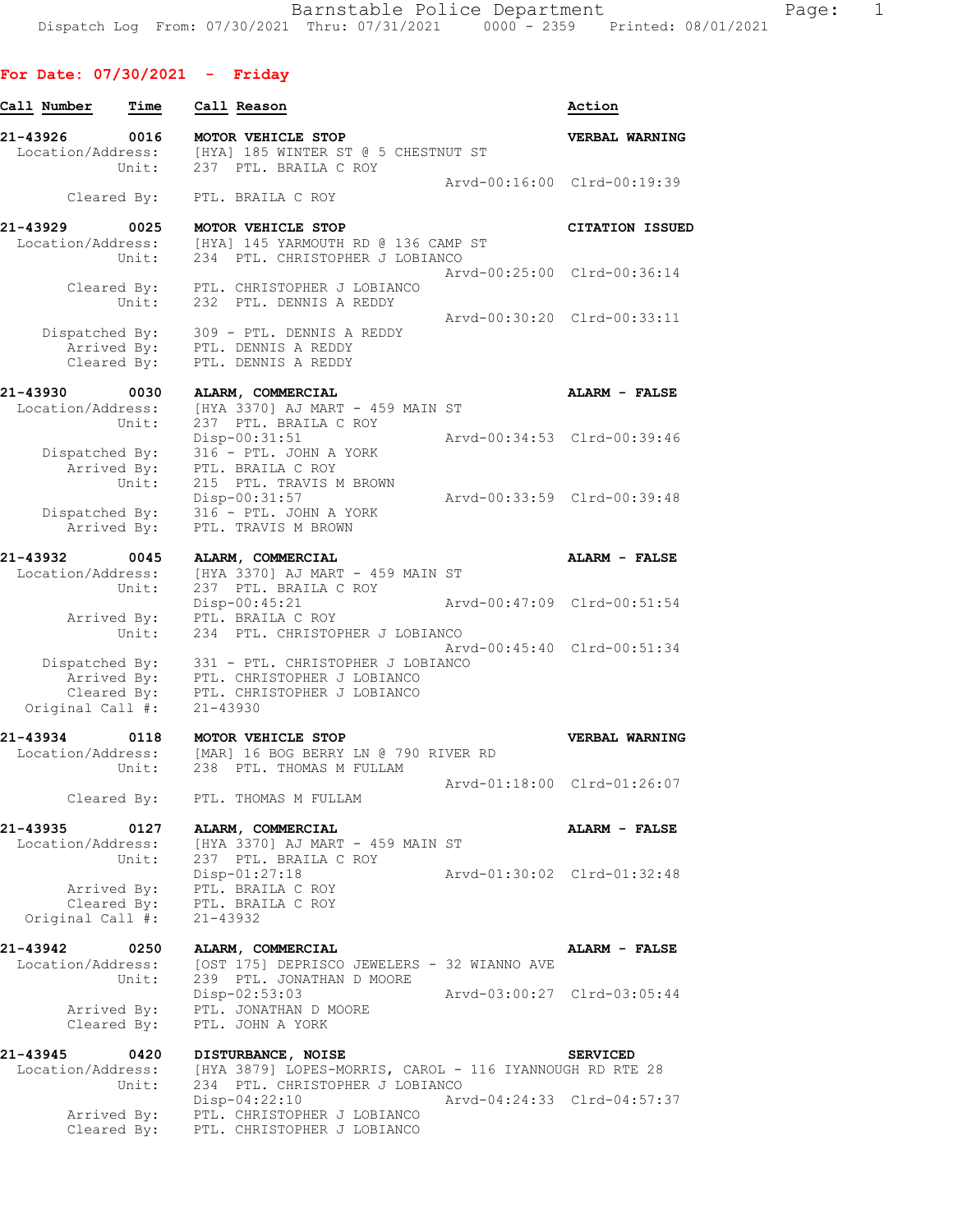## For Date: 07/30/2021 - Friday

| Call Number | Time | Call Reason | Action |
|---|---|---|---|

**21-43926 0016 MOTOR VEHICLE STOP — VERBAL WARNING**

```
 Location/Address:    [HYA] 185 WINTER ST @ 5 CHESTNUT ST
             Unit:    237  PTL. BRAILA C ROY
                                              Arvd-00:16:00  Clrd-00:19:39
       Cleared By:    PTL. BRAILA C ROY
```

**21-43929 0025 MOTOR VEHICLE STOP — CITATION ISSUED**

```
 Location/Address:    [HYA] 145 YARMOUTH RD @ 136 CAMP ST
             Unit:    234  PTL. CHRISTOPHER J LOBIANCO
                                              Arvd-00:25:00  Clrd-00:36:14
       Cleared By:    PTL. CHRISTOPHER J LOBIANCO
             Unit:    232  PTL. DENNIS A REDDY
                                              Arvd-00:30:20  Clrd-00:33:11
    Dispatched By:    309 - PTL. DENNIS A REDDY
       Arrived By:    PTL. DENNIS A REDDY
       Cleared By:    PTL. DENNIS A REDDY
```

**21-43930 0030 ALARM, COMMERCIAL — ALARM - FALSE**

```
 Location/Address:    [HYA 3370] AJ MART - 459 MAIN ST
             Unit:    237  PTL. BRAILA C ROY
                      Disp-00:31:51           Arvd-00:34:53  Clrd-00:39:46
    Dispatched By:    316 - PTL. JOHN A YORK
       Arrived By:    PTL. BRAILA C ROY
             Unit:    215  PTL. TRAVIS M BROWN
                      Disp-00:31:57           Arvd-00:33:59  Clrd-00:39:48
    Dispatched By:    316 - PTL. JOHN A YORK
       Arrived By:    PTL. TRAVIS M BROWN
```

**21-43932 0045 ALARM, COMMERCIAL — ALARM - FALSE**

```
 Location/Address:    [HYA 3370] AJ MART - 459 MAIN ST
             Unit:    237  PTL. BRAILA C ROY
                      Disp-00:45:21           Arvd-00:47:09  Clrd-00:51:54
       Arrived By:    PTL. BRAILA C ROY
             Unit:    234  PTL. CHRISTOPHER J LOBIANCO
                                              Arvd-00:45:40  Clrd-00:51:34
    Dispatched By:    331 - PTL. CHRISTOPHER J LOBIANCO
       Arrived By:    PTL. CHRISTOPHER J LOBIANCO
       Cleared By:    PTL. CHRISTOPHER J LOBIANCO
  Original Call #:    21-43930
```

**21-43934 0118 MOTOR VEHICLE STOP — VERBAL WARNING**

```
 Location/Address:    [MAR] 16 BOG BERRY LN @ 790 RIVER RD
             Unit:    238  PTL. THOMAS M FULLAM
                                              Arvd-01:18:00  Clrd-01:26:07
       Cleared By:    PTL. THOMAS M FULLAM
```

**21-43935 0127 ALARM, COMMERCIAL — ALARM - FALSE**

```
 Location/Address:    [HYA 3370] AJ MART - 459 MAIN ST
             Unit:    237  PTL. BRAILA C ROY
                      Disp-01:27:18           Arvd-01:30:02  Clrd-01:32:48
       Arrived By:    PTL. BRAILA C ROY
       Cleared By:    PTL. BRAILA C ROY
  Original Call #:    21-43932
```

**21-43942 0250 ALARM, COMMERCIAL — ALARM - FALSE**

```
 Location/Address:    [OST 175] DEPRISCO JEWELERS - 32 WIANNO AVE
             Unit:    239  PTL. JONATHAN D MOORE
                      Disp-02:53:03           Arvd-03:00:27  Clrd-03:05:44
       Arrived By:    PTL. JONATHAN D MOORE
       Cleared By:    PTL. JOHN A YORK
```

**21-43945 0420 DISTURBANCE, NOISE — SERVICED**

```
 Location/Address:    [HYA 3879] LOPES-MORRIS, CAROL - 116 IYANNOUGH RD RTE 28
             Unit:    234  PTL. CHRISTOPHER J LOBIANCO
                      Disp-04:22:10           Arvd-04:24:33  Clrd-04:57:37
       Arrived By:    PTL. CHRISTOPHER J LOBIANCO
       Cleared By:    PTL. CHRISTOPHER J LOBIANCO
```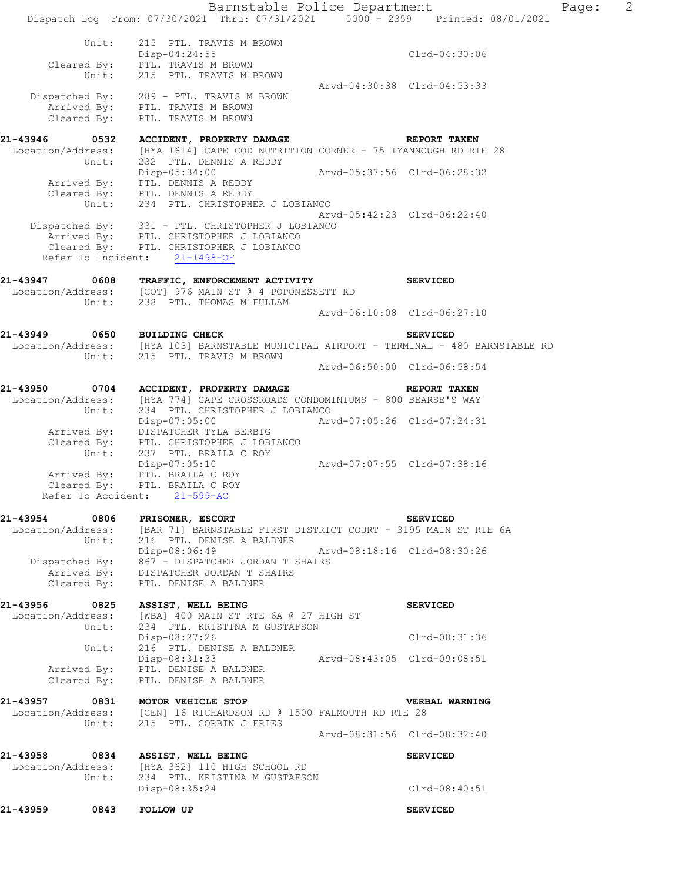```
           Unit:      215  PTL. TRAVIS M BROWN
                      Disp-04:24:55                              Clrd-04:30:06
     Cleared By:      PTL. TRAVIS M BROWN
           Unit:      215  PTL. TRAVIS M BROWN
                                                  Arvd-04:30:38  Clrd-04:53:33
  Dispatched By:      289 - PTL. TRAVIS M BROWN
     Arrived By:      PTL. TRAVIS M BROWN
     Cleared By:      PTL. TRAVIS M BROWN

21-43946      0532    ACCIDENT, PROPERTY DAMAGE                   REPORT TAKEN
 Location/Address:    [HYA 1614] CAPE COD NUTRITION CORNER - 75 IYANNOUGH RD RTE 28
           Unit:      232  PTL. DENNIS A REDDY
                      Disp-05:34:00               Arvd-05:37:56  Clrd-06:28:32
     Arrived By:      PTL. DENNIS A REDDY
     Cleared By:      PTL. DENNIS A REDDY
           Unit:      234  PTL. CHRISTOPHER J LOBIANCO
                                                  Arvd-05:42:23  Clrd-06:22:40
  Dispatched By:      331 - PTL. CHRISTOPHER J LOBIANCO
     Arrived By:      PTL. CHRISTOPHER J LOBIANCO
     Cleared By:      PTL. CHRISTOPHER J LOBIANCO
   Refer To Incident:    21-1498-OF

21-43947      0608    TRAFFIC, ENFORCEMENT ACTIVITY               SERVICED
 Location/Address:    [COT] 976 MAIN ST @ 4 POPONESSETT RD
           Unit:      238  PTL. THOMAS M FULLAM
                                                  Arvd-06:10:08  Clrd-06:27:10

21-43949      0650    BUILDING CHECK                              SERVICED
 Location/Address:    [HYA 103] BARNSTABLE MUNICIPAL AIRPORT - TERMINAL - 480 BARNSTABLE RD
           Unit:      215  PTL. TRAVIS M BROWN
                                                  Arvd-06:50:00  Clrd-06:58:54

21-43950      0704    ACCIDENT, PROPERTY DAMAGE                   REPORT TAKEN
 Location/Address:    [HYA 774] CAPE CROSSROADS CONDOMINIUMS - 800 BEARSE'S WAY
           Unit:      234  PTL. CHRISTOPHER J LOBIANCO
                      Disp-07:05:00               Arvd-07:05:26  Clrd-07:24:31
     Arrived By:      DISPATCHER TYLA BERBIG
     Cleared By:      PTL. CHRISTOPHER J LOBIANCO
           Unit:      237  PTL. BRAILA C ROY
                      Disp-07:05:10               Arvd-07:07:55  Clrd-07:38:16
     Arrived By:      PTL. BRAILA C ROY
     Cleared By:      PTL. BRAILA C ROY
   Refer To Accident:    21-599-AC

21-43954      0806    PRISONER, ESCORT                            SERVICED
 Location/Address:    [BAR 71] BARNSTABLE FIRST DISTRICT COURT - 3195 MAIN ST RTE 6A
           Unit:      216  PTL. DENISE A BALDNER
                      Disp-08:06:49               Arvd-08:18:16  Clrd-08:30:26
  Dispatched By:      867 - DISPATCHER JORDAN T SHAIRS
     Arrived By:      DISPATCHER JORDAN T SHAIRS
     Cleared By:      PTL. DENISE A BALDNER

21-43956      0825    ASSIST, WELL BEING                          SERVICED
 Location/Address:    [WBA] 400 MAIN ST RTE 6A @ 27 HIGH ST
           Unit:      234  PTL. KRISTINA M GUSTAFSON
                      Disp-08:27:26                              Clrd-08:31:36
           Unit:      216  PTL. DENISE A BALDNER
                      Disp-08:31:33               Arvd-08:43:05  Clrd-09:08:51
     Arrived By:      PTL. DENISE A BALDNER
     Cleared By:      PTL. DENISE A BALDNER

21-43957      0831    MOTOR VEHICLE STOP                          VERBAL WARNING
 Location/Address:    [CEN] 16 RICHARDSON RD @ 1500 FALMOUTH RD RTE 28
           Unit:      215  PTL. CORBIN J FRIES
                                                  Arvd-08:31:56  Clrd-08:32:40

21-43958      0834    ASSIST, WELL BEING                          SERVICED
 Location/Address:    [HYA 362] 110 HIGH SCHOOL RD
           Unit:      234  PTL. KRISTINA M GUSTAFSON
                      Disp-08:35:24                              Clrd-08:40:51

21-43959      0843    FOLLOW UP                                   SERVICED
```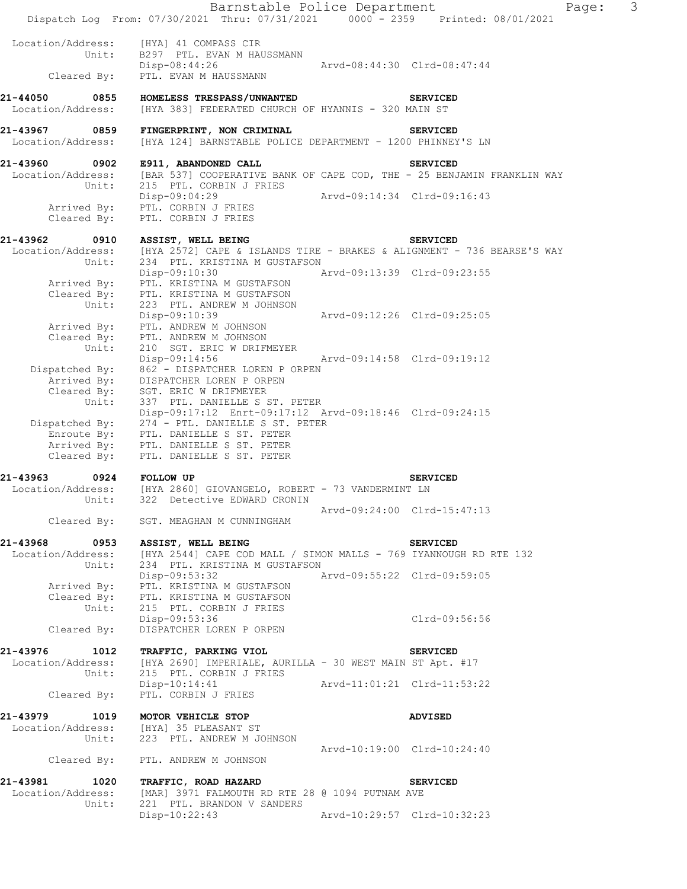```
 Location/Address:    [HYA] 41 COMPASS CIR
            Unit:    B297  PTL. EVAN M HAUSSMANN
                     Disp-08:44:26                Arvd-08:44:30  Clrd-08:47:44
      Cleared By:    PTL. EVAN M HAUSSMANN

21-44050      0855   HOMELESS TRESPASS/UNWANTED                   SERVICED
 Location/Address:   [HYA 383] FEDERATED CHURCH OF HYANNIS - 320 MAIN ST

21-43967      0859   FINGERPRINT, NON CRIMINAL                    SERVICED
 Location/Address:   [HYA 124] BARNSTABLE POLICE DEPARTMENT - 1200 PHINNEY'S LN

21-43960      0902   E911, ABANDONED CALL                         SERVICED
 Location/Address:   [BAR 537] COOPERATIVE BANK OF CAPE COD, THE - 25 BENJAMIN FRANKLIN WAY
            Unit:    215  PTL. CORBIN J FRIES
                     Disp-09:04:29                Arvd-09:14:34  Clrd-09:16:43
      Arrived By:    PTL. CORBIN J FRIES
      Cleared By:    PTL. CORBIN J FRIES

21-43962      0910   ASSIST, WELL BEING                           SERVICED
 Location/Address:   [HYA 2572] CAPE & ISLANDS TIRE - BRAKES & ALIGNMENT - 736 BEARSE'S WAY
            Unit:    234  PTL. KRISTINA M GUSTAFSON
                     Disp-09:10:30                Arvd-09:13:39  Clrd-09:23:55
      Arrived By:    PTL. KRISTINA M GUSTAFSON
      Cleared By:    PTL. KRISTINA M GUSTAFSON
            Unit:    223  PTL. ANDREW M JOHNSON
                     Disp-09:10:39                Arvd-09:12:26  Clrd-09:25:05
      Arrived By:    PTL. ANDREW M JOHNSON
      Cleared By:    PTL. ANDREW M JOHNSON
            Unit:    210  SGT. ERIC W DRIFMEYER
                     Disp-09:14:56                Arvd-09:14:58  Clrd-09:19:12
   Dispatched By:    862 - DISPATCHER LOREN P ORPEN
      Arrived By:    DISPATCHER LOREN P ORPEN
      Cleared By:    SGT. ERIC W DRIFMEYER
            Unit:    337  PTL. DANIELLE S ST. PETER
                     Disp-09:17:12  Enrt-09:17:12  Arvd-09:18:46  Clrd-09:24:15
   Dispatched By:    274 - PTL. DANIELLE S ST. PETER
      Enroute By:    PTL. DANIELLE S ST. PETER
      Arrived By:    PTL. DANIELLE S ST. PETER
      Cleared By:    PTL. DANIELLE S ST. PETER

21-43963      0924   FOLLOW UP                                    SERVICED
 Location/Address:   [HYA 2860] GIOVANGELO, ROBERT - 73 VANDERMINT LN
            Unit:    322  Detective EDWARD CRONIN
                                                  Arvd-09:24:00  Clrd-15:47:13
      Cleared By:    SGT. MEAGHAN M CUNNINGHAM

21-43968      0953   ASSIST, WELL BEING                           SERVICED
 Location/Address:   [HYA 2544] CAPE COD MALL / SIMON MALLS - 769 IYANNOUGH RD RTE 132
            Unit:    234  PTL. KRISTINA M GUSTAFSON
                     Disp-09:53:32                Arvd-09:55:22  Clrd-09:59:05
      Arrived By:    PTL. KRISTINA M GUSTAFSON
      Cleared By:    PTL. KRISTINA M GUSTAFSON
            Unit:    215  PTL. CORBIN J FRIES
                     Disp-09:53:36                               Clrd-09:56:56
      Cleared By:    DISPATCHER LOREN P ORPEN

21-43976      1012   TRAFFIC, PARKING VIOL                        SERVICED
 Location/Address:   [HYA 2690] IMPERIALE, AURILLA - 30 WEST MAIN ST Apt. #17
            Unit:    215  PTL. CORBIN J FRIES
                     Disp-10:14:41                Arvd-11:01:21  Clrd-11:53:22
      Cleared By:    PTL. CORBIN J FRIES

21-43979      1019   MOTOR VEHICLE STOP                           ADVISED
 Location/Address:   [HYA] 35 PLEASANT ST
            Unit:    223  PTL. ANDREW M JOHNSON
                                                  Arvd-10:19:00  Clrd-10:24:40
      Cleared By:    PTL. ANDREW M JOHNSON

21-43981      1020   TRAFFIC, ROAD HAZARD                         SERVICED
 Location/Address:   [MAR] 3971 FALMOUTH RD RTE 28 @ 1094 PUTNAM AVE
            Unit:    221  PTL. BRANDON V SANDERS
                     Disp-10:22:43                Arvd-10:29:57  Clrd-10:32:23
```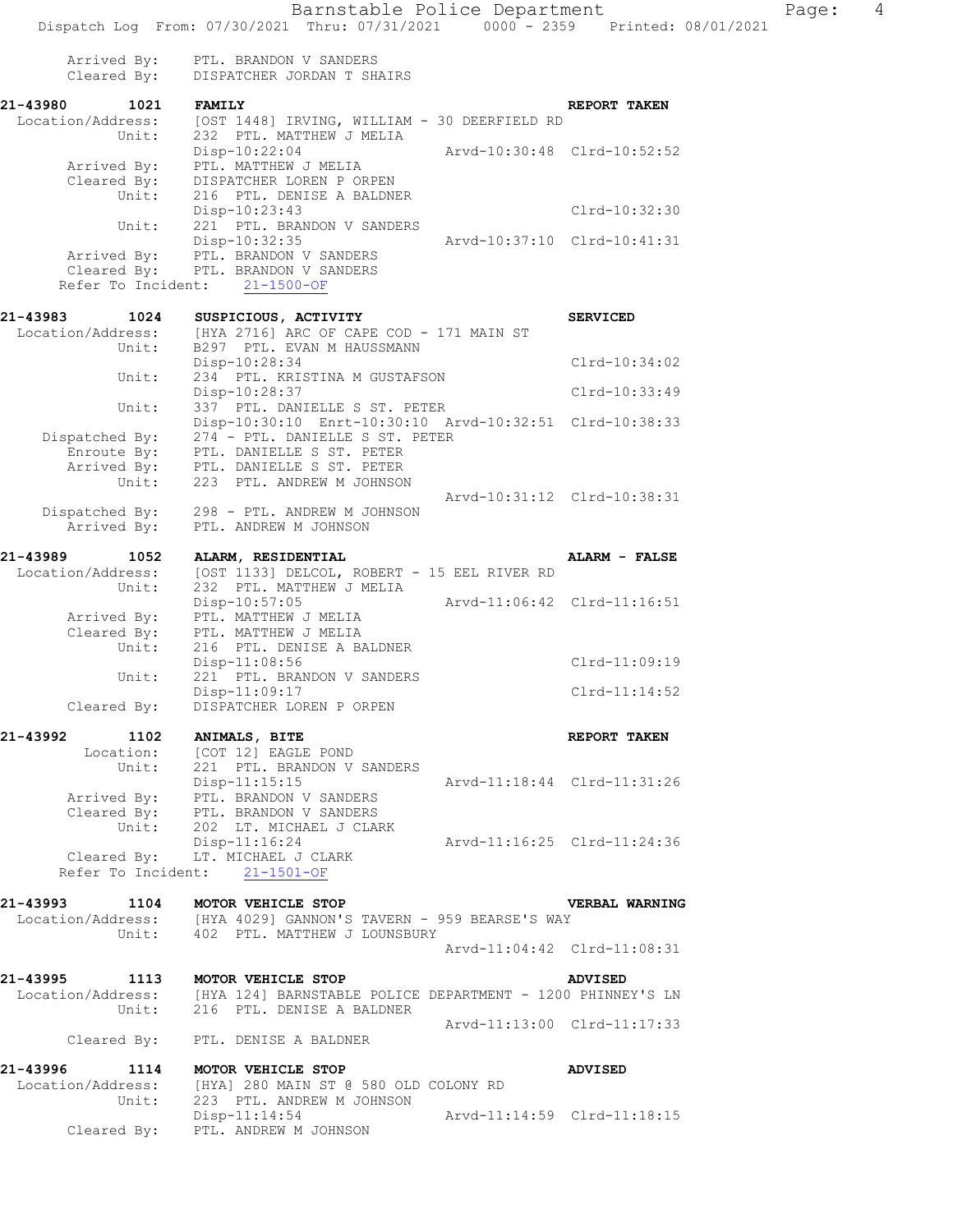```
    Arrived By:    PTL. BRANDON V SANDERS
    Cleared By:    DISPATCHER JORDAN T SHAIRS

21-43980        1021    FAMILY                                          REPORT TAKEN
 Location/Address:      [OST 1448] IRVING, WILLIAM - 30 DEERFIELD RD
            Unit:       232  PTL. MATTHEW J MELIA
                        Disp-10:22:04                 Arvd-10:30:48  Clrd-10:52:52
      Arrived By:       PTL. MATTHEW J MELIA
      Cleared By:       DISPATCHER LOREN P ORPEN
            Unit:       216  PTL. DENISE A BALDNER
                        Disp-10:23:43                                Clrd-10:32:30
            Unit:       221  PTL. BRANDON V SANDERS
                        Disp-10:32:35                 Arvd-10:37:10  Clrd-10:41:31
      Arrived By:       PTL. BRANDON V SANDERS
      Cleared By:       PTL. BRANDON V SANDERS
   Refer To Incident:   21-1500-OF

21-43983        1024    SUSPICIOUS, ACTIVITY                            SERVICED
 Location/Address:      [HYA 2716] ARC OF CAPE COD - 171 MAIN ST
            Unit:       B297  PTL. EVAN M HAUSSMANN
                        Disp-10:28:34                                Clrd-10:34:02
            Unit:       234  PTL. KRISTINA M GUSTAFSON
                        Disp-10:28:37                                Clrd-10:33:49
            Unit:       337  PTL. DANIELLE S ST. PETER
                        Disp-10:30:10  Enrt-10:30:10  Arvd-10:32:51  Clrd-10:38:33
   Dispatched By:       274 - PTL. DANIELLE S ST. PETER
      Enroute By:       PTL. DANIELLE S ST. PETER
      Arrived By:       PTL. DANIELLE S ST. PETER
            Unit:       223  PTL. ANDREW M JOHNSON
                                                      Arvd-10:31:12  Clrd-10:38:31
   Dispatched By:       298 - PTL. ANDREW M JOHNSON
      Arrived By:       PTL. ANDREW M JOHNSON

21-43989        1052    ALARM, RESIDENTIAL                              ALARM - FALSE
 Location/Address:      [OST 1133] DELCOL, ROBERT - 15 EEL RIVER RD
            Unit:       232  PTL. MATTHEW J MELIA
                        Disp-10:57:05                 Arvd-11:06:42  Clrd-11:16:51
      Arrived By:       PTL. MATTHEW J MELIA
      Cleared By:       PTL. MATTHEW J MELIA
            Unit:       216  PTL. DENISE A BALDNER
                        Disp-11:08:56                                Clrd-11:09:19
            Unit:       221  PTL. BRANDON V SANDERS
                        Disp-11:09:17                                Clrd-11:14:52
      Cleared By:       DISPATCHER LOREN P ORPEN

21-43992        1102    ANIMALS, BITE                                   REPORT TAKEN
        Location:       [COT 12] EAGLE POND
            Unit:       221  PTL. BRANDON V SANDERS
                        Disp-11:15:15                 Arvd-11:18:44  Clrd-11:31:26
      Arrived By:       PTL. BRANDON V SANDERS
      Cleared By:       PTL. BRANDON V SANDERS
            Unit:       202  LT. MICHAEL J CLARK
                        Disp-11:16:24                 Arvd-11:16:25  Clrd-11:24:36
      Cleared By:       LT. MICHAEL J CLARK
   Refer To Incident:   21-1501-OF

21-43993        1104    MOTOR VEHICLE STOP                              VERBAL WARNING
 Location/Address:      [HYA 4029] GANNON'S TAVERN - 959 BEARSE'S WAY
            Unit:       402  PTL. MATTHEW J LOUNSBURY
                                                      Arvd-11:04:42  Clrd-11:08:31

21-43995        1113    MOTOR VEHICLE STOP                              ADVISED
 Location/Address:      [HYA 124] BARNSTABLE POLICE DEPARTMENT - 1200 PHINNEY'S LN
            Unit:       216  PTL. DENISE A BALDNER
                                                      Arvd-11:13:00  Clrd-11:17:33
      Cleared By:       PTL. DENISE A BALDNER

21-43996        1114    MOTOR VEHICLE STOP                              ADVISED
 Location/Address:      [HYA] 280 MAIN ST @ 580 OLD COLONY RD
            Unit:       223  PTL. ANDREW M JOHNSON
                        Disp-11:14:54                 Arvd-11:14:59  Clrd-11:18:15
      Cleared By:       PTL. ANDREW M JOHNSON
```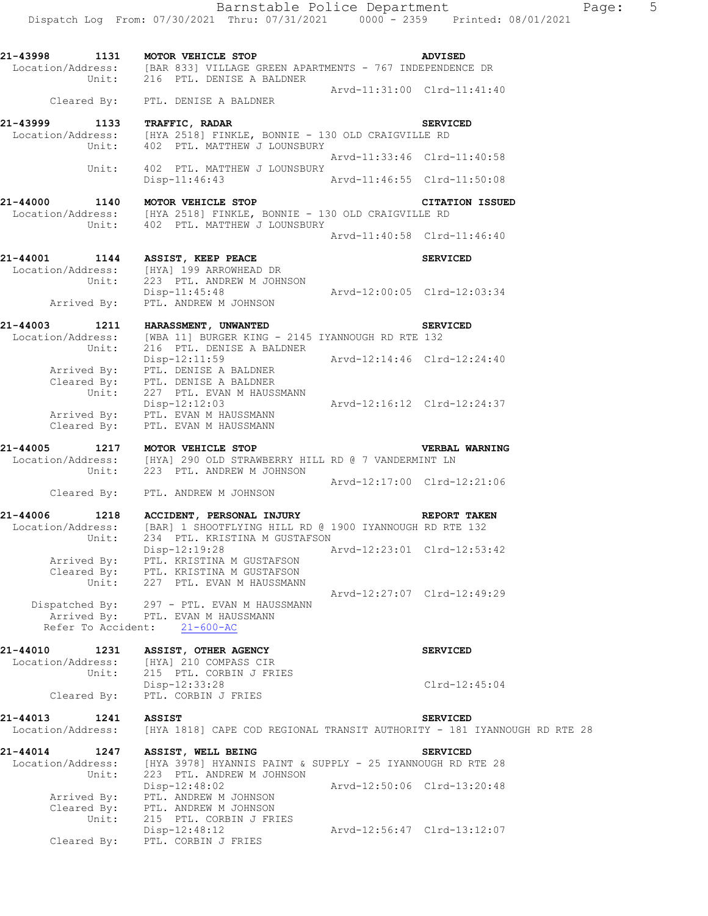```
21-43998      1131    MOTOR VEHICLE STOP                               ADVISED
  Location/Address:    [BAR 833] VILLAGE GREEN APARTMENTS - 767 INDEPENDENCE DR
             Unit:     216  PTL. DENISE A BALDNER
                                                   Arvd-11:31:00  Clrd-11:41:40
        Cleared By:    PTL. DENISE A BALDNER

21-43999      1133    TRAFFIC, RADAR                                   SERVICED
  Location/Address:    [HYA 2518] FINKLE, BONNIE - 130 OLD CRAIGVILLE RD
             Unit:     402  PTL. MATTHEW J LOUNSBURY
                                                   Arvd-11:33:46  Clrd-11:40:58
             Unit:     402  PTL. MATTHEW J LOUNSBURY
                       Disp-11:46:43               Arvd-11:46:55  Clrd-11:50:08

21-44000      1140    MOTOR VEHICLE STOP                               CITATION ISSUED
  Location/Address:    [HYA 2518] FINKLE, BONNIE - 130 OLD CRAIGVILLE RD
             Unit:     402  PTL. MATTHEW J LOUNSBURY
                                                   Arvd-11:40:58  Clrd-11:46:40

21-44001      1144    ASSIST, KEEP PEACE                               SERVICED
  Location/Address:    [HYA] 199 ARROWHEAD DR
             Unit:     223  PTL. ANDREW M JOHNSON
                       Disp-11:45:48               Arvd-12:00:05  Clrd-12:03:34
        Arrived By:    PTL. ANDREW M JOHNSON

21-44003      1211    HARASSMENT, UNWANTED                             SERVICED
  Location/Address:    [WBA 11] BURGER KING - 2145 IYANNOUGH RD RTE 132
             Unit:     216  PTL. DENISE A BALDNER
                       Disp-12:11:59               Arvd-12:14:46  Clrd-12:24:40
        Arrived By:    PTL. DENISE A BALDNER
        Cleared By:    PTL. DENISE A BALDNER
             Unit:     227  PTL. EVAN M HAUSSMANN
                       Disp-12:12:03               Arvd-12:16:12  Clrd-12:24:37
        Arrived By:    PTL. EVAN M HAUSSMANN
        Cleared By:    PTL. EVAN M HAUSSMANN

21-44005      1217    MOTOR VEHICLE STOP                               VERBAL WARNING
  Location/Address:    [HYA] 290 OLD STRAWBERRY HILL RD @ 7 VANDERMINT LN
             Unit:     223  PTL. ANDREW M JOHNSON
                                                   Arvd-12:17:00  Clrd-12:21:06
        Cleared By:    PTL. ANDREW M JOHNSON

21-44006      1218    ACCIDENT, PERSONAL INJURY                        REPORT TAKEN
  Location/Address:    [BAR] 1 SHOOTFLYING HILL RD @ 1900 IYANNOUGH RD RTE 132
             Unit:     234  PTL. KRISTINA M GUSTAFSON
                       Disp-12:19:28               Arvd-12:23:01  Clrd-12:53:42
        Arrived By:    PTL. KRISTINA M GUSTAFSON
        Cleared By:    PTL. KRISTINA M GUSTAFSON
             Unit:     227  PTL. EVAN M HAUSSMANN
                                                   Arvd-12:27:07  Clrd-12:49:29
     Dispatched By:    297 - PTL. EVAN M HAUSSMANN
        Arrived By:    PTL. EVAN M HAUSSMANN
    Refer To Accident:    21-600-AC

21-44010      1231    ASSIST, OTHER AGENCY                             SERVICED
  Location/Address:    [HYA] 210 COMPASS CIR
             Unit:     215  PTL. CORBIN J FRIES
                       Disp-12:33:28                              Clrd-12:45:04
        Cleared By:    PTL. CORBIN J FRIES

21-44013      1241    ASSIST                                           SERVICED
  Location/Address:    [HYA 1818] CAPE COD REGIONAL TRANSIT AUTHORITY - 181 IYANNOUGH RD RTE 28

21-44014      1247    ASSIST, WELL BEING                               SERVICED
  Location/Address:    [HYA 3978] HYANNIS PAINT & SUPPLY - 25 IYANNOUGH RD RTE 28
             Unit:     223  PTL. ANDREW M JOHNSON
                       Disp-12:48:02               Arvd-12:50:06  Clrd-13:20:48
        Arrived By:    PTL. ANDREW M JOHNSON
        Cleared By:    PTL. ANDREW M JOHNSON
             Unit:     215  PTL. CORBIN J FRIES
                       Disp-12:48:12               Arvd-12:56:47  Clrd-13:12:07
        Cleared By:    PTL. CORBIN J FRIES
```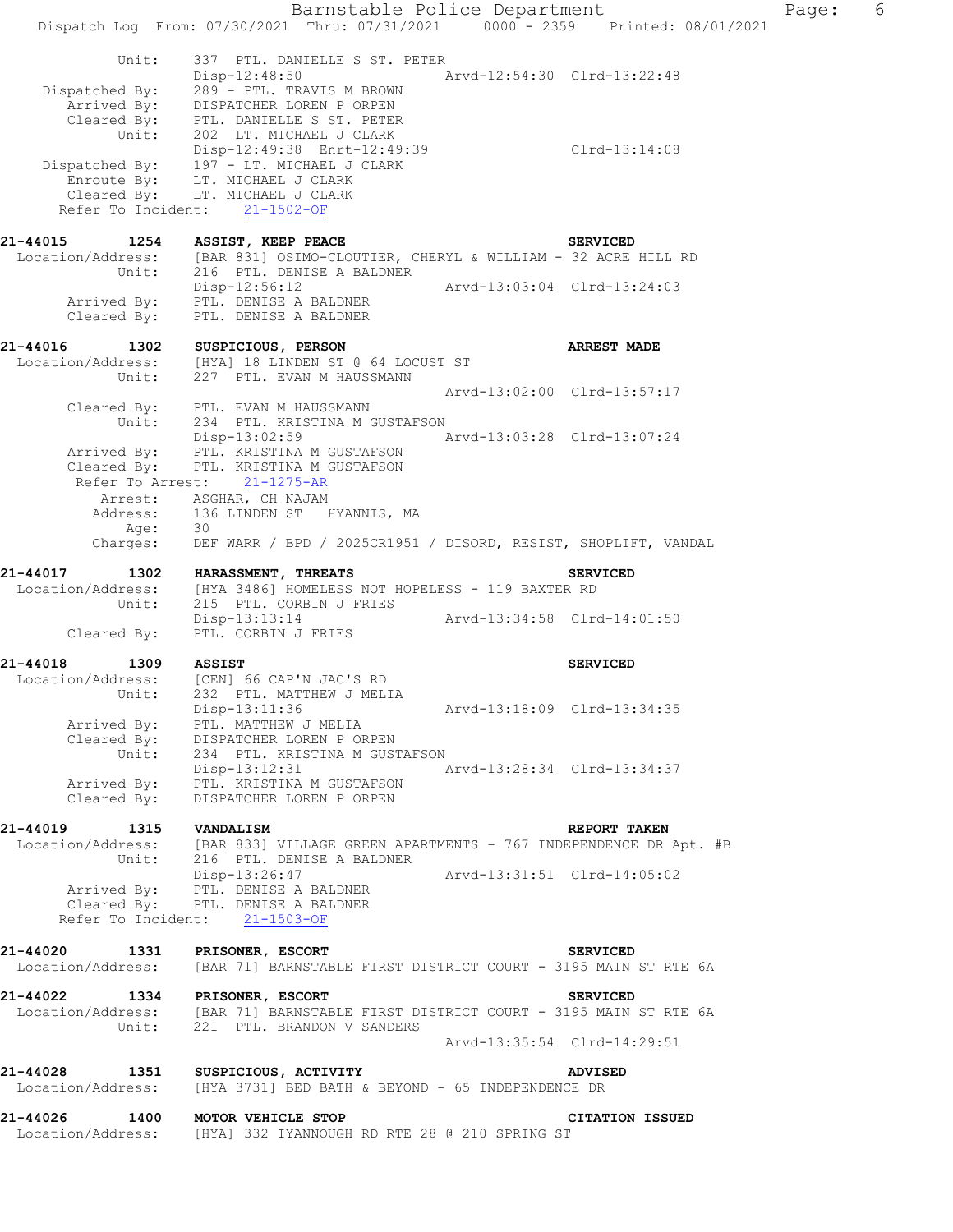```
         Unit:     337  PTL. DANIELLE S ST. PETER
                   Disp-12:48:50                   Arvd-12:54:30  Clrd-13:22:48
  Dispatched By:   289 - PTL. TRAVIS M BROWN
     Arrived By:   DISPATCHER LOREN P ORPEN
     Cleared By:   PTL. DANIELLE S ST. PETER
           Unit:   202  LT. MICHAEL J CLARK
                   Disp-12:49:38  Enrt-12:49:39                   Clrd-13:14:08
  Dispatched By:   197 - LT. MICHAEL J CLARK
      Enroute By:  LT. MICHAEL J CLARK
     Cleared By:   LT. MICHAEL J CLARK
   Refer To Incident:   21-1502-OF

21-44015       1254   ASSIST, KEEP PEACE                               SERVICED
 Location/Address:   [BAR 831] OSIMO-CLOUTIER, CHERYL & WILLIAM - 32 ACRE HILL RD
            Unit:    216  PTL. DENISE A BALDNER
                     Disp-12:56:12                 Arvd-13:03:04  Clrd-13:24:03
      Arrived By:    PTL. DENISE A BALDNER
      Cleared By:    PTL. DENISE A BALDNER

21-44016       1302   SUSPICIOUS, PERSON                               ARREST MADE
 Location/Address:   [HYA] 18 LINDEN ST @ 64 LOCUST ST
            Unit:    227  PTL. EVAN M HAUSSMANN
                                                   Arvd-13:02:00  Clrd-13:57:17
      Cleared By:    PTL. EVAN M HAUSSMANN
            Unit:    234  PTL. KRISTINA M GUSTAFSON
                     Disp-13:02:59                 Arvd-13:03:28  Clrd-13:07:24
      Arrived By:    PTL. KRISTINA M GUSTAFSON
      Cleared By:    PTL. KRISTINA M GUSTAFSON
    Refer To Arrest:   21-1275-AR
         Arrest:     ASGHAR, CH NAJAM
        Address:     136 LINDEN ST   HYANNIS, MA
            Age:     30
        Charges:     DEF WARR / BPD / 2025CR1951 / DISORD, RESIST, SHOPLIFT, VANDAL

21-44017       1302   HARASSMENT, THREATS                              SERVICED
 Location/Address:   [HYA 3486] HOMELESS NOT HOPELESS - 119 BAXTER RD
            Unit:    215  PTL. CORBIN J FRIES
                     Disp-13:13:14                 Arvd-13:34:58  Clrd-14:01:50
      Cleared By:    PTL. CORBIN J FRIES

21-44018       1309   ASSIST                                           SERVICED
 Location/Address:   [CEN] 66 CAP'N JAC'S RD
            Unit:    232  PTL. MATTHEW J MELIA
                     Disp-13:11:36                 Arvd-13:18:09  Clrd-13:34:35
      Arrived By:    PTL. MATTHEW J MELIA
      Cleared By:    DISPATCHER LOREN P ORPEN
            Unit:    234  PTL. KRISTINA M GUSTAFSON
                     Disp-13:12:31                 Arvd-13:28:34  Clrd-13:34:37
      Arrived By:    PTL. KRISTINA M GUSTAFSON
      Cleared By:    DISPATCHER LOREN P ORPEN

21-44019       1315   VANDALISM                                        REPORT TAKEN
 Location/Address:   [BAR 833] VILLAGE GREEN APARTMENTS - 767 INDEPENDENCE DR Apt. #B
            Unit:    216  PTL. DENISE A BALDNER
                     Disp-13:26:47                 Arvd-13:31:51  Clrd-14:05:02
      Arrived By:    PTL. DENISE A BALDNER
      Cleared By:    PTL. DENISE A BALDNER
   Refer To Incident:   21-1503-OF

21-44020       1331   PRISONER, ESCORT                                 SERVICED
 Location/Address:   [BAR 71] BARNSTABLE FIRST DISTRICT COURT - 3195 MAIN ST RTE 6A

21-44022       1334   PRISONER, ESCORT                                 SERVICED
 Location/Address:   [BAR 71] BARNSTABLE FIRST DISTRICT COURT - 3195 MAIN ST RTE 6A
            Unit:    221  PTL. BRANDON V SANDERS
                                                   Arvd-13:35:54  Clrd-14:29:51

21-44028       1351   SUSPICIOUS, ACTIVITY                             ADVISED
 Location/Address:   [HYA 3731] BED BATH & BEYOND - 65 INDEPENDENCE DR

21-44026       1400   MOTOR VEHICLE STOP                               CITATION ISSUED
 Location/Address:   [HYA] 332 IYANNOUGH RD RTE 28 @ 210 SPRING ST
```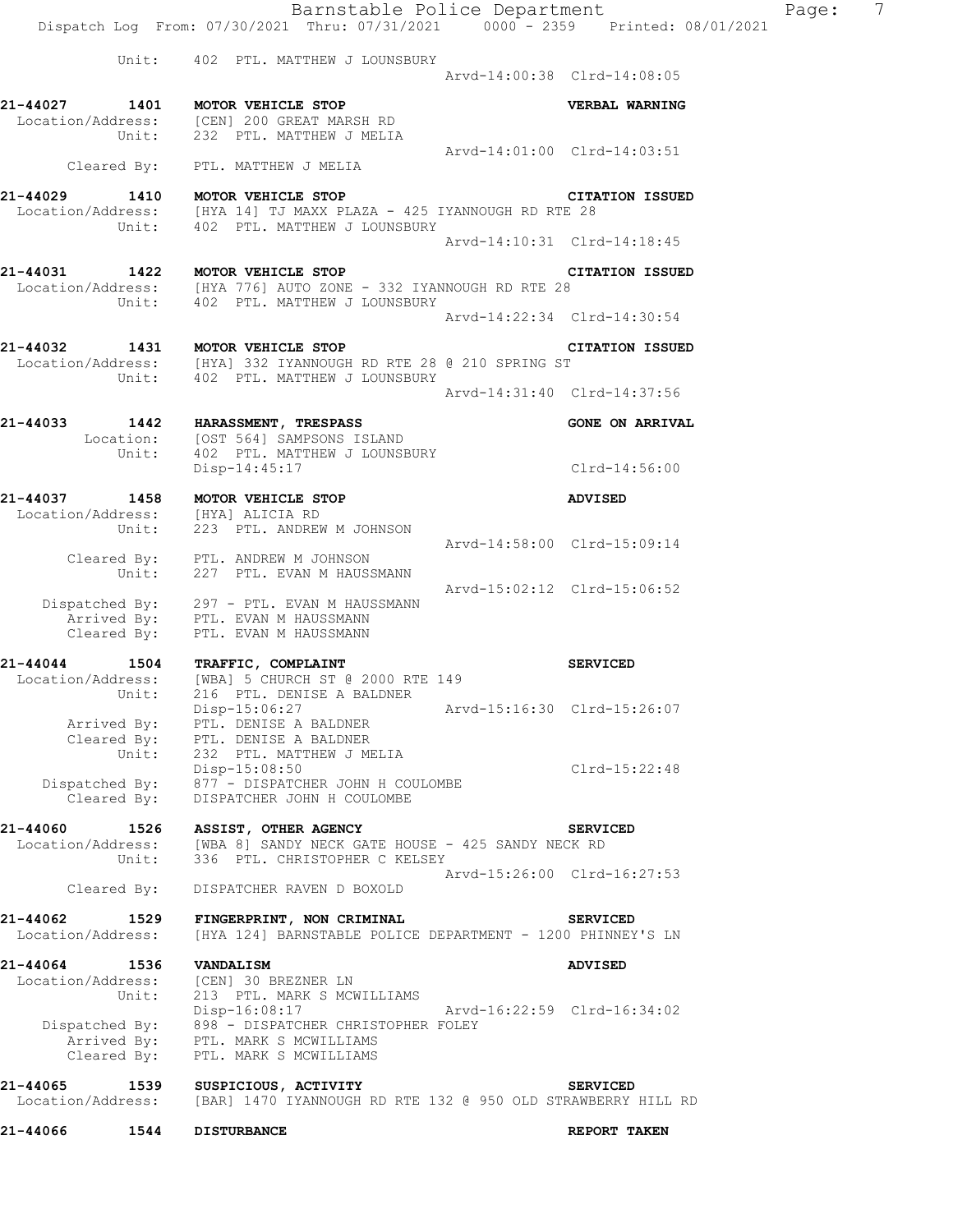Unit: 402 PTL. MATTHEW J LOUNSBURY
Arvd-14:00:38 Clrd-14:08:05

**21-44027 1401 MOTOR VEHICLE STOP** **VERBAL WARNING**
Location/Address: [CEN] 200 GREAT MARSH RD
Unit: 232 PTL. MATTHEW J MELIA
Arvd-14:01:00 Clrd-14:03:51
Cleared By: PTL. MATTHEW J MELIA

**21-44029 1410 MOTOR VEHICLE STOP** **CITATION ISSUED**
Location/Address: [HYA 14] TJ MAXX PLAZA - 425 IYANNOUGH RD RTE 28
Unit: 402 PTL. MATTHEW J LOUNSBURY
Arvd-14:10:31 Clrd-14:18:45

**21-44031 1422 MOTOR VEHICLE STOP** **CITATION ISSUED**
Location/Address: [HYA 776] AUTO ZONE - 332 IYANNOUGH RD RTE 28
Unit: 402 PTL. MATTHEW J LOUNSBURY
Arvd-14:22:34 Clrd-14:30:54

**21-44032 1431 MOTOR VEHICLE STOP** **CITATION ISSUED**
Location/Address: [HYA] 332 IYANNOUGH RD RTE 28 @ 210 SPRING ST
Unit: 402 PTL. MATTHEW J LOUNSBURY
Arvd-14:31:40 Clrd-14:37:56

**21-44033 1442 HARASSMENT, TRESPASS** **GONE ON ARRIVAL**
Location: [OST 564] SAMPSONS ISLAND
Unit: 402 PTL. MATTHEW J LOUNSBURY
Disp-14:45:17 Clrd-14:56:00

**21-44037 1458 MOTOR VEHICLE STOP** **ADVISED**
Location/Address: [HYA] ALICIA RD
Unit: 223 PTL. ANDREW M JOHNSON
Arvd-14:58:00 Clrd-15:09:14
Cleared By: PTL. ANDREW M JOHNSON
Unit: 227 PTL. EVAN M HAUSSMANN
Arvd-15:02:12 Clrd-15:06:52
Dispatched By: 297 - PTL. EVAN M HAUSSMANN
Arrived By: PTL. EVAN M HAUSSMANN
Cleared By: PTL. EVAN M HAUSSMANN

**21-44044 1504 TRAFFIC, COMPLAINT** **SERVICED**
Location/Address: [WBA] 5 CHURCH ST @ 2000 RTE 149
Unit: 216 PTL. DENISE A BALDNER
Disp-15:06:27 Arvd-15:16:30 Clrd-15:26:07
Arrived By: PTL. DENISE A BALDNER
Cleared By: PTL. DENISE A BALDNER
Unit: 232 PTL. MATTHEW J MELIA
Disp-15:08:50 Clrd-15:22:48
Dispatched By: 877 - DISPATCHER JOHN H COULOMBE
Cleared By: DISPATCHER JOHN H COULOMBE

**21-44060 1526 ASSIST, OTHER AGENCY** **SERVICED**
Location/Address: [WBA 8] SANDY NECK GATE HOUSE - 425 SANDY NECK RD
Unit: 336 PTL. CHRISTOPHER C KELSEY
Arvd-15:26:00 Clrd-16:27:53
Cleared By: DISPATCHER RAVEN D BOXOLD

**21-44062 1529 FINGERPRINT, NON CRIMINAL** **SERVICED**
Location/Address: [HYA 124] BARNSTABLE POLICE DEPARTMENT - 1200 PHINNEY'S LN

**21-44064 1536 VANDALISM** **ADVISED**
Location/Address: [CEN] 30 BREZNER LN
Unit: 213 PTL. MARK S MCWILLIAMS
Disp-16:08:17 Arvd-16:22:59 Clrd-16:34:02
Dispatched By: 898 - DISPATCHER CHRISTOPHER FOLEY
Arrived By: PTL. MARK S MCWILLIAMS
Cleared By: PTL. MARK S MCWILLIAMS

**21-44065 1539 SUSPICIOUS, ACTIVITY** **SERVICED**
Location/Address: [BAR] 1470 IYANNOUGH RD RTE 132 @ 950 OLD STRAWBERRY HILL RD

**21-44066 1544 DISTURBANCE** **REPORT TAKEN**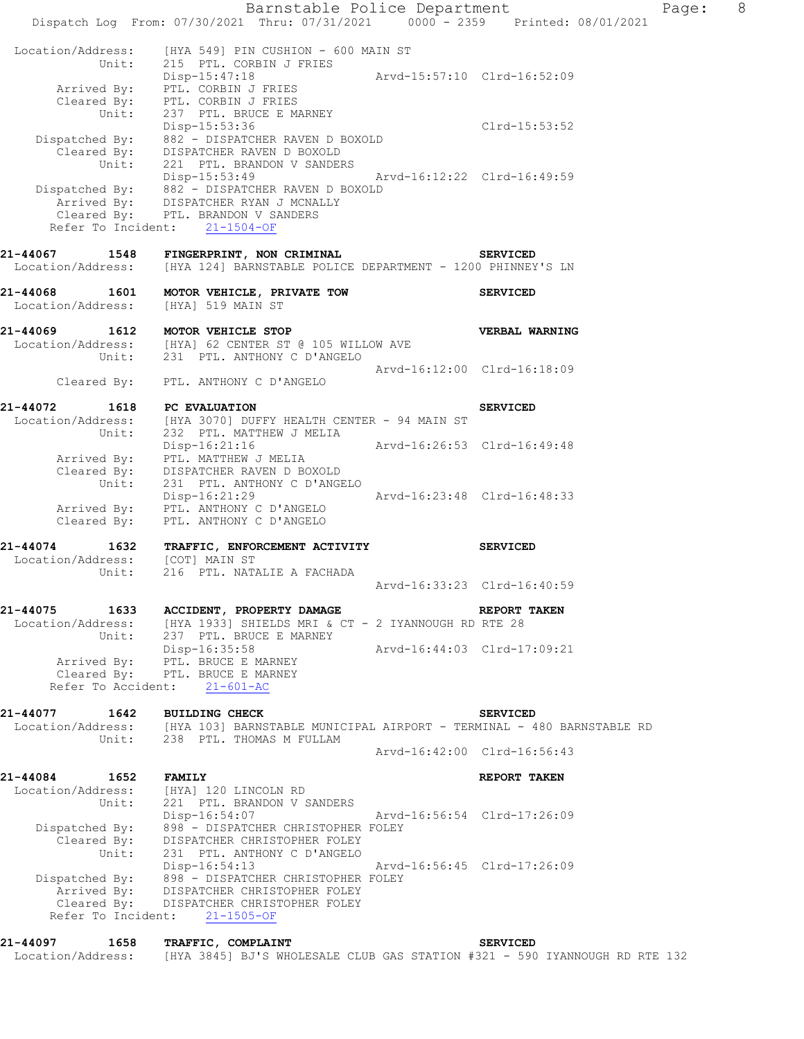```
 Location/Address:    [HYA 549] PIN CUSHION - 600 MAIN ST
            Unit:     215  PTL. CORBIN J FRIES
                      Disp-15:47:18                  Arvd-15:57:10  Clrd-16:52:09
       Arrived By:    PTL. CORBIN J FRIES
       Cleared By:    PTL. CORBIN J FRIES
            Unit:     237  PTL. BRUCE E MARNEY
                      Disp-15:53:36                                 Clrd-15:53:52
    Dispatched By:    882 - DISPATCHER RAVEN D BOXOLD
       Cleared By:    DISPATCHER RAVEN D BOXOLD
            Unit:     221  PTL. BRANDON V SANDERS
                      Disp-15:53:49                  Arvd-16:12:22  Clrd-16:49:59
    Dispatched By:    882 - DISPATCHER RAVEN D BOXOLD
       Arrived By:    DISPATCHER RYAN J MCNALLY
       Cleared By:    PTL. BRANDON V SANDERS
   Refer To Incident:    21-1504-OF

21-44067        1548    FINGERPRINT, NON CRIMINAL                      SERVICED
 Location/Address:    [HYA 124] BARNSTABLE POLICE DEPARTMENT - 1200 PHINNEY'S LN

21-44068        1601    MOTOR VEHICLE, PRIVATE TOW                     SERVICED
 Location/Address:    [HYA] 519 MAIN ST

21-44069        1612    MOTOR VEHICLE STOP                             VERBAL WARNING
 Location/Address:    [HYA] 62 CENTER ST @ 105 WILLOW AVE
            Unit:     231  PTL. ANTHONY C D'ANGELO
                                                     Arvd-16:12:00  Clrd-16:18:09
       Cleared By:    PTL. ANTHONY C D'ANGELO

21-44072        1618    PC EVALUATION                                  SERVICED
 Location/Address:    [HYA 3070] DUFFY HEALTH CENTER - 94 MAIN ST
            Unit:     232  PTL. MATTHEW J MELIA
                      Disp-16:21:16                  Arvd-16:26:53  Clrd-16:49:48
       Arrived By:    PTL. MATTHEW J MELIA
       Cleared By:    DISPATCHER RAVEN D BOXOLD
            Unit:     231  PTL. ANTHONY C D'ANGELO
                      Disp-16:21:29                  Arvd-16:23:48  Clrd-16:48:33
       Arrived By:    PTL. ANTHONY C D'ANGELO
       Cleared By:    PTL. ANTHONY C D'ANGELO

21-44074        1632    TRAFFIC, ENFORCEMENT ACTIVITY                  SERVICED
 Location/Address:    [COT] MAIN ST
            Unit:     216  PTL. NATALIE A FACHADA
                                                     Arvd-16:33:23  Clrd-16:40:59

21-44075        1633    ACCIDENT, PROPERTY DAMAGE                      REPORT TAKEN
 Location/Address:    [HYA 1933] SHIELDS MRI & CT - 2 IYANNOUGH RD RTE 28
            Unit:     237  PTL. BRUCE E MARNEY
                      Disp-16:35:58                  Arvd-16:44:03  Clrd-17:09:21
       Arrived By:    PTL. BRUCE E MARNEY
       Cleared By:    PTL. BRUCE E MARNEY
   Refer To Accident:    21-601-AC

21-44077        1642    BUILDING CHECK                                 SERVICED
 Location/Address:    [HYA 103] BARNSTABLE MUNICIPAL AIRPORT - TERMINAL - 480 BARNSTABLE RD
            Unit:     238  PTL. THOMAS M FULLAM
                                                     Arvd-16:42:00  Clrd-16:56:43

21-44084        1652    FAMILY                                         REPORT TAKEN
 Location/Address:    [HYA] 120 LINCOLN RD
            Unit:     221  PTL. BRANDON V SANDERS
                      Disp-16:54:07                  Arvd-16:56:54  Clrd-17:26:09
    Dispatched By:    898 - DISPATCHER CHRISTOPHER FOLEY
       Cleared By:    DISPATCHER CHRISTOPHER FOLEY
            Unit:     231  PTL. ANTHONY C D'ANGELO
                      Disp-16:54:13                  Arvd-16:56:45  Clrd-17:26:09
    Dispatched By:    898 - DISPATCHER CHRISTOPHER FOLEY
       Arrived By:    DISPATCHER CHRISTOPHER FOLEY
       Cleared By:    DISPATCHER CHRISTOPHER FOLEY
   Refer To Incident:    21-1505-OF

21-44097        1658    TRAFFIC, COMPLAINT                             SERVICED
 Location/Address:    [HYA 3845] BJ'S WHOLESALE CLUB GAS STATION #321 - 590 IYANNOUGH RD RTE 132
```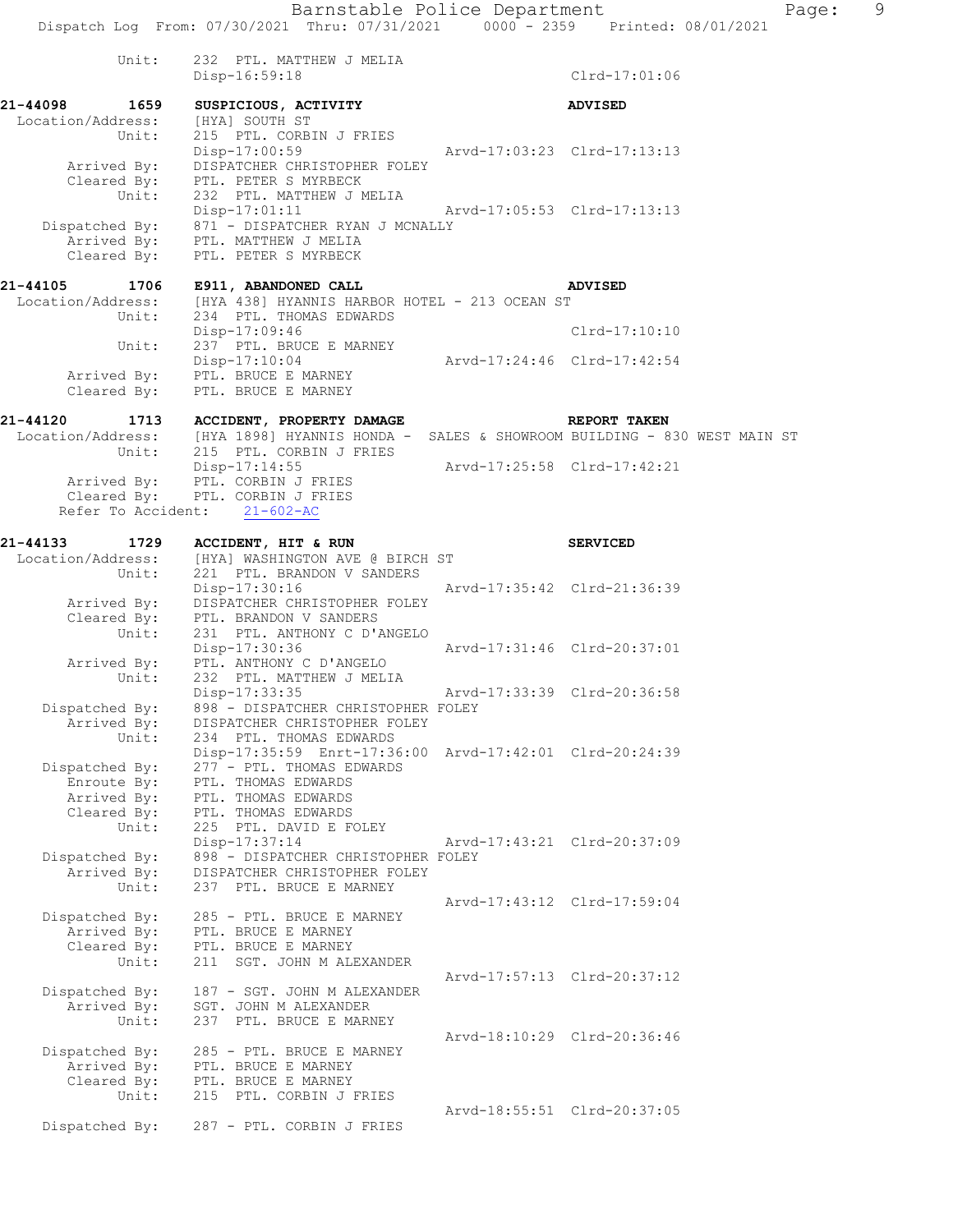```
          Unit:     232  PTL. MATTHEW J MELIA
                    Disp-16:59:18                              Clrd-17:01:06

21-44098      1659  SUSPICIOUS, ACTIVITY                       ADVISED
 Location/Address:  [HYA] SOUTH ST
            Unit:   215  PTL. CORBIN J FRIES
                    Disp-17:00:59              Arvd-17:03:23  Clrd-17:13:13
      Arrived By:   DISPATCHER CHRISTOPHER FOLEY
      Cleared By:   PTL. PETER S MYRBECK
            Unit:   232  PTL. MATTHEW J MELIA
                    Disp-17:01:11              Arvd-17:05:53  Clrd-17:13:13
   Dispatched By:   871 - DISPATCHER RYAN J MCNALLY
      Arrived By:   PTL. MATTHEW J MELIA
      Cleared By:   PTL. PETER S MYRBECK

21-44105      1706  E911, ABANDONED CALL                       ADVISED
 Location/Address:  [HYA 438] HYANNIS HARBOR HOTEL - 213 OCEAN ST
            Unit:   234  PTL. THOMAS EDWARDS
                    Disp-17:09:46                              Clrd-17:10:10
            Unit:   237  PTL. BRUCE E MARNEY
                    Disp-17:10:04              Arvd-17:24:46  Clrd-17:42:54
      Arrived By:   PTL. BRUCE E MARNEY
      Cleared By:   PTL. BRUCE E MARNEY

21-44120      1713  ACCIDENT, PROPERTY DAMAGE                  REPORT TAKEN
 Location/Address:  [HYA 1898] HYANNIS HONDA -  SALES & SHOWROOM BUILDING - 830 WEST MAIN ST
            Unit:   215  PTL. CORBIN J FRIES
                    Disp-17:14:55              Arvd-17:25:58  Clrd-17:42:21
      Arrived By:   PTL. CORBIN J FRIES
      Cleared By:   PTL. CORBIN J FRIES
  Refer To Accident:   21-602-AC

21-44133      1729  ACCIDENT, HIT & RUN                        SERVICED
 Location/Address:  [HYA] WASHINGTON AVE @ BIRCH ST
            Unit:   221  PTL. BRANDON V SANDERS
                    Disp-17:30:16              Arvd-17:35:42  Clrd-21:36:39
      Arrived By:   DISPATCHER CHRISTOPHER FOLEY
      Cleared By:   PTL. BRANDON V SANDERS
            Unit:   231  PTL. ANTHONY C D'ANGELO
                    Disp-17:30:36              Arvd-17:31:46  Clrd-20:37:01
      Arrived By:   PTL. ANTHONY C D'ANGELO
            Unit:   232  PTL. MATTHEW J MELIA
                    Disp-17:33:35              Arvd-17:33:39  Clrd-20:36:58
   Dispatched By:   898 - DISPATCHER CHRISTOPHER FOLEY
      Arrived By:   DISPATCHER CHRISTOPHER FOLEY
            Unit:   234  PTL. THOMAS EDWARDS
                    Disp-17:35:59  Enrt-17:36:00  Arvd-17:42:01  Clrd-20:24:39
   Dispatched By:   277 - PTL. THOMAS EDWARDS
      Enroute By:   PTL. THOMAS EDWARDS
      Arrived By:   PTL. THOMAS EDWARDS
      Cleared By:   PTL. THOMAS EDWARDS
            Unit:   225  PTL. DAVID E FOLEY
                    Disp-17:37:14              Arvd-17:43:21  Clrd-20:37:09
   Dispatched By:   898 - DISPATCHER CHRISTOPHER FOLEY
      Arrived By:   DISPATCHER CHRISTOPHER FOLEY
            Unit:   237  PTL. BRUCE E MARNEY
                                               Arvd-17:43:12  Clrd-17:59:04
   Dispatched By:   285 - PTL. BRUCE E MARNEY
      Arrived By:   PTL. BRUCE E MARNEY
      Cleared By:   PTL. BRUCE E MARNEY
            Unit:   211  SGT. JOHN M ALEXANDER
                                               Arvd-17:57:13  Clrd-20:37:12
   Dispatched By:   187 - SGT. JOHN M ALEXANDER
      Arrived By:   SGT. JOHN M ALEXANDER
            Unit:   237  PTL. BRUCE E MARNEY
                                               Arvd-18:10:29  Clrd-20:36:46
   Dispatched By:   285 - PTL. BRUCE E MARNEY
      Arrived By:   PTL. BRUCE E MARNEY
      Cleared By:   PTL. BRUCE E MARNEY
            Unit:   215  PTL. CORBIN J FRIES
                                               Arvd-18:55:51  Clrd-20:37:05
   Dispatched By:   287 - PTL. CORBIN J FRIES
```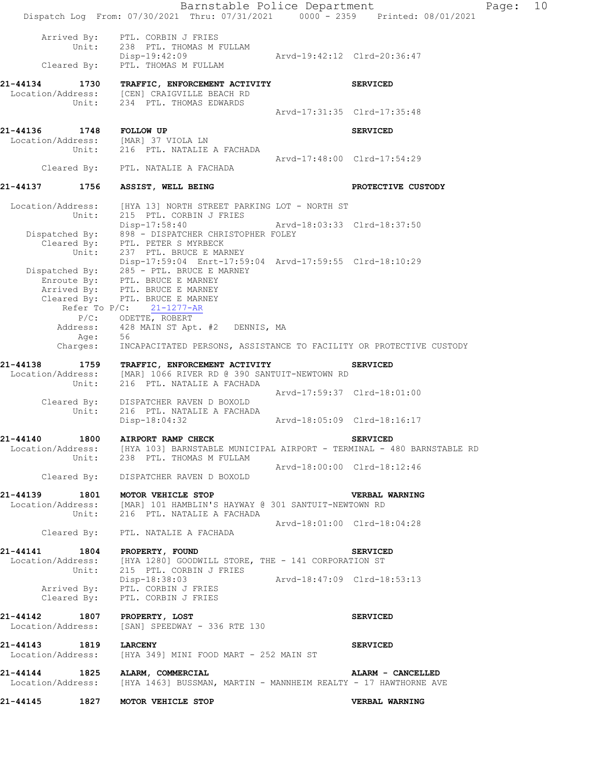```
        Arrived By:   PTL. CORBIN J FRIES
             Unit:    238  PTL. THOMAS M FULLAM
                      Disp-19:42:09                  Arvd-19:42:12  Clrd-20:36:47
        Cleared By:   PTL. THOMAS M FULLAM

21-44134      1730    TRAFFIC, ENFORCEMENT ACTIVITY                  SERVICED
  Location/Address:   [CEN] CRAIGVILLE BEACH RD
             Unit:    234  PTL. THOMAS EDWARDS
                                                     Arvd-17:31:35  Clrd-17:35:48

21-44136      1748    FOLLOW UP                                      SERVICED
  Location/Address:   [MAR] 37 VIOLA LN
             Unit:    216  PTL. NATALIE A FACHADA
                                                     Arvd-17:48:00  Clrd-17:54:29
        Cleared By:   PTL. NATALIE A FACHADA

21-44137      1756    ASSIST, WELL BEING                             PROTECTIVE CUSTODY

  Location/Address:   [HYA 13] NORTH STREET PARKING LOT - NORTH ST
             Unit:    215  PTL. CORBIN J FRIES
                      Disp-17:58:40                  Arvd-18:03:33  Clrd-18:37:50
     Dispatched By:   898 - DISPATCHER CHRISTOPHER FOLEY
        Cleared By:   PTL. PETER S MYRBECK
             Unit:    237  PTL. BRUCE E MARNEY
                      Disp-17:59:04  Enrt-17:59:04  Arvd-17:59:55  Clrd-18:10:29
     Dispatched By:   285 - PTL. BRUCE E MARNEY
        Enroute By:   PTL. BRUCE E MARNEY
        Arrived By:   PTL. BRUCE E MARNEY
        Cleared By:   PTL. BRUCE E MARNEY
          Refer To P/C:   21-1277-AR
              P/C:    ODETTE, ROBERT
           Address:   428 MAIN ST Apt. #2   DENNIS, MA
               Age:   56
           Charges:   INCAPACITATED PERSONS, ASSISTANCE TO FACILITY OR PROTECTIVE CUSTODY

21-44138      1759    TRAFFIC, ENFORCEMENT ACTIVITY                  SERVICED
  Location/Address:   [MAR] 1066 RIVER RD @ 390 SANTUIT-NEWTOWN RD
             Unit:    216  PTL. NATALIE A FACHADA
                                                     Arvd-17:59:37  Clrd-18:01:00
        Cleared By:   DISPATCHER RAVEN D BOXOLD
             Unit:    216  PTL. NATALIE A FACHADA
                      Disp-18:04:32                  Arvd-18:05:09  Clrd-18:16:17

21-44140      1800    AIRPORT RAMP CHECK                             SERVICED
  Location/Address:   [HYA 103] BARNSTABLE MUNICIPAL AIRPORT - TERMINAL - 480 BARNSTABLE RD
             Unit:    238  PTL. THOMAS M FULLAM
                                                     Arvd-18:00:00  Clrd-18:12:46
        Cleared By:   DISPATCHER RAVEN D BOXOLD

21-44139      1801    MOTOR VEHICLE STOP                             VERBAL WARNING
  Location/Address:   [MAR] 101 HAMBLIN'S HAYWAY @ 301 SANTUIT-NEWTOWN RD
             Unit:    216  PTL. NATALIE A FACHADA
                                                     Arvd-18:01:00  Clrd-18:04:28
        Cleared By:   PTL. NATALIE A FACHADA

21-44141      1804    PROPERTY, FOUND                                SERVICED
  Location/Address:   [HYA 1280] GOODWILL STORE, THE - 141 CORPORATION ST
             Unit:    215  PTL. CORBIN J FRIES
                      Disp-18:38:03                  Arvd-18:47:09  Clrd-18:53:13
        Arrived By:   PTL. CORBIN J FRIES
        Cleared By:   PTL. CORBIN J FRIES

21-44142      1807    PROPERTY, LOST                                 SERVICED
  Location/Address:   [SAN] SPEEDWAY - 336 RTE 130

21-44143      1819    LARCENY                                        SERVICED
  Location/Address:   [HYA 349] MINI FOOD MART - 252 MAIN ST

21-44144      1825    ALARM, COMMERCIAL                              ALARM - CANCELLED
  Location/Address:   [HYA 1463] BUSSMAN, MARTIN - MANNHEIM REALTY - 17 HAWTHORNE AVE

21-44145      1827    MOTOR VEHICLE STOP                             VERBAL WARNING
```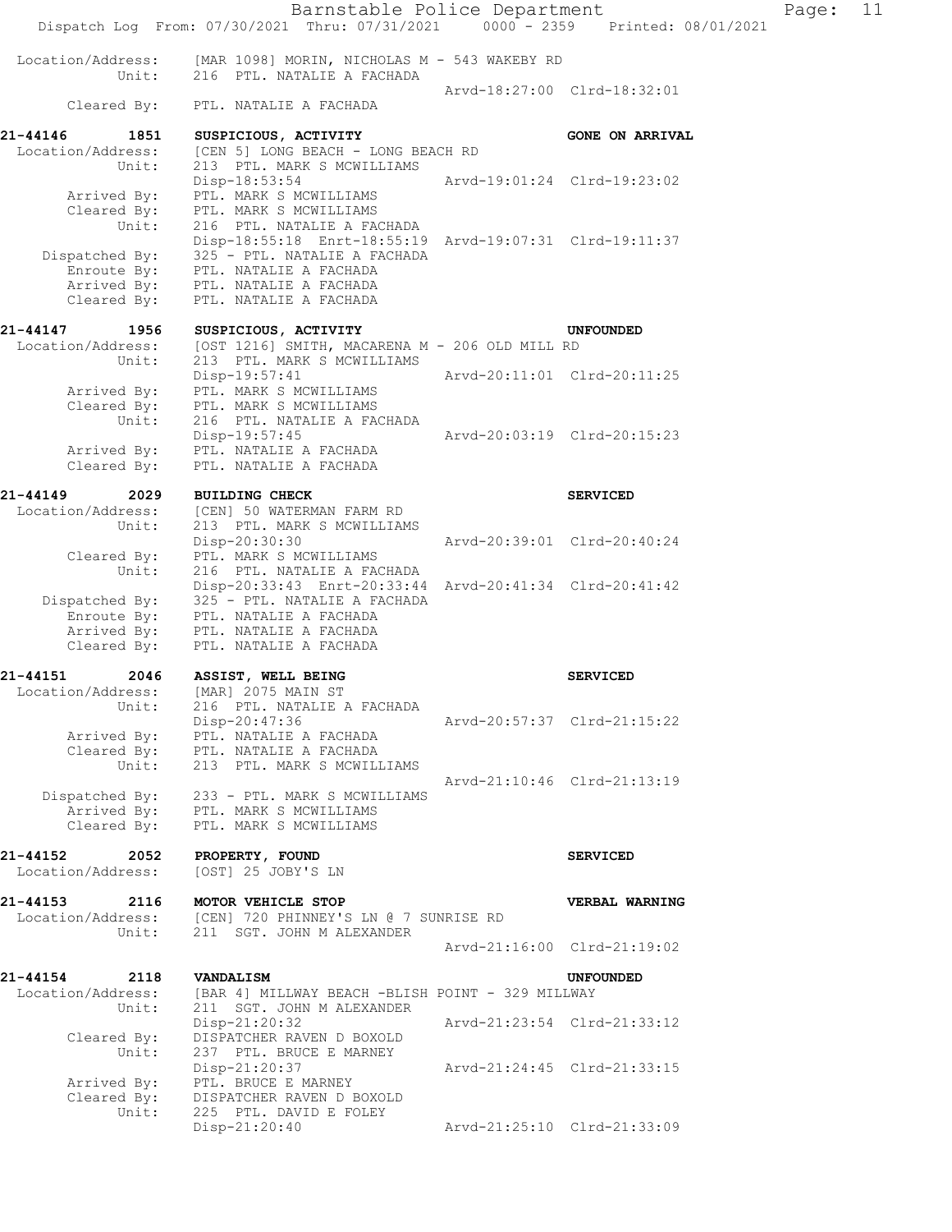Location/Address: [MAR 1098] MORIN, NICHOLAS M - 543 WAKEBY RD
Unit: 216 PTL. NATALIE A FACHADA
Arvd-18:27:00 Clrd-18:32:01
Cleared By: PTL. NATALIE A FACHADA

**21-44146 1851 SUSPICIOUS, ACTIVITY** — **GONE ON ARRIVAL**
Location/Address: [CEN 5] LONG BEACH - LONG BEACH RD
Unit: 213 PTL. MARK S MCWILLIAMS
Disp-18:53:54 Arvd-19:01:24 Clrd-19:23:02
Arrived By: PTL. MARK S MCWILLIAMS
Cleared By: PTL. MARK S MCWILLIAMS
Unit: 216 PTL. NATALIE A FACHADA
Disp-18:55:18 Enrt-18:55:19 Arvd-19:07:31 Clrd-19:11:37
Dispatched By: 325 - PTL. NATALIE A FACHADA
Enroute By: PTL. NATALIE A FACHADA
Arrived By: PTL. NATALIE A FACHADA
Cleared By: PTL. NATALIE A FACHADA

**21-44147 1956 SUSPICIOUS, ACTIVITY** — **UNFOUNDED**
Location/Address: [OST 1216] SMITH, MACARENA M - 206 OLD MILL RD
Unit: 213 PTL. MARK S MCWILLIAMS
Disp-19:57:41 Arvd-20:11:01 Clrd-20:11:25
Arrived By: PTL. MARK S MCWILLIAMS
Cleared By: PTL. MARK S MCWILLIAMS
Unit: 216 PTL. NATALIE A FACHADA
Disp-19:57:45 Arvd-20:03:19 Clrd-20:15:23
Arrived By: PTL. NATALIE A FACHADA
Cleared By: PTL. NATALIE A FACHADA

**21-44149 2029 BUILDING CHECK** — **SERVICED**
Location/Address: [CEN] 50 WATERMAN FARM RD
Unit: 213 PTL. MARK S MCWILLIAMS
Disp-20:30:30 Arvd-20:39:01 Clrd-20:40:24
Cleared By: PTL. MARK S MCWILLIAMS
Unit: 216 PTL. NATALIE A FACHADA
Disp-20:33:43 Enrt-20:33:44 Arvd-20:41:34 Clrd-20:41:42
Dispatched By: 325 - PTL. NATALIE A FACHADA
Enroute By: PTL. NATALIE A FACHADA
Arrived By: PTL. NATALIE A FACHADA
Cleared By: PTL. NATALIE A FACHADA

**21-44151 2046 ASSIST, WELL BEING** — **SERVICED**
Location/Address: [MAR] 2075 MAIN ST
Unit: 216 PTL. NATALIE A FACHADA
Disp-20:47:36 Arvd-20:57:37 Clrd-21:15:22
Arrived By: PTL. NATALIE A FACHADA
Cleared By: PTL. NATALIE A FACHADA
Unit: 213 PTL. MARK S MCWILLIAMS
Arvd-21:10:46 Clrd-21:13:19
Dispatched By: 233 - PTL. MARK S MCWILLIAMS
Arrived By: PTL. MARK S MCWILLIAMS
Cleared By: PTL. MARK S MCWILLIAMS

**21-44152 2052 PROPERTY, FOUND** — **SERVICED**
Location/Address: [OST] 25 JOBY'S LN

**21-44153 2116 MOTOR VEHICLE STOP** — **VERBAL WARNING**
Location/Address: [CEN] 720 PHINNEY'S LN @ 7 SUNRISE RD
Unit: 211 SGT. JOHN M ALEXANDER
Arvd-21:16:00 Clrd-21:19:02

**21-44154 2118 VANDALISM** — **UNFOUNDED**
Location/Address: [BAR 4] MILLWAY BEACH -BLISH POINT - 329 MILLWAY
Unit: 211 SGT. JOHN M ALEXANDER
Disp-21:20:32 Arvd-21:23:54 Clrd-21:33:12
Cleared By: DISPATCHER RAVEN D BOXOLD
Unit: 237 PTL. BRUCE E MARNEY
Disp-21:20:37 Arvd-21:24:45 Clrd-21:33:15
Arrived By: PTL. BRUCE E MARNEY
Cleared By: DISPATCHER RAVEN D BOXOLD
Unit: 225 PTL. DAVID E FOLEY
Disp-21:20:40 Arvd-21:25:10 Clrd-21:33:09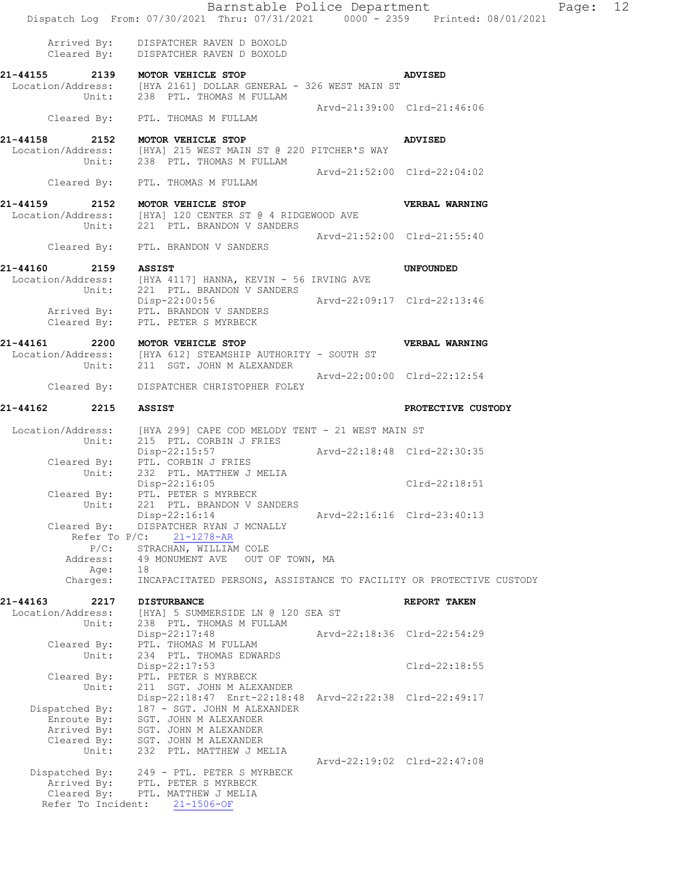```
        Arrived By:    DISPATCHER RAVEN D BOXOLD
        Cleared By:    DISPATCHER RAVEN D BOXOLD

21-44155      2139     MOTOR VEHICLE STOP                                 ADVISED
  Location/Address:    [HYA 2161] DOLLAR GENERAL - 326 WEST MAIN ST
             Unit:     238  PTL. THOMAS M FULLAM
                                                   Arvd-21:39:00  Clrd-21:46:06
        Cleared By:    PTL. THOMAS M FULLAM

21-44158      2152     MOTOR VEHICLE STOP                                 ADVISED
  Location/Address:    [HYA] 215 WEST MAIN ST @ 220 PITCHER'S WAY
             Unit:     238  PTL. THOMAS M FULLAM
                                                   Arvd-21:52:00  Clrd-22:04:02
        Cleared By:    PTL. THOMAS M FULLAM

21-44159      2152     MOTOR VEHICLE STOP                                 VERBAL WARNING
  Location/Address:    [HYA] 120 CENTER ST @ 4 RIDGEWOOD AVE
             Unit:     221  PTL. BRANDON V SANDERS
                                                   Arvd-21:52:00  Clrd-21:55:40
        Cleared By:    PTL. BRANDON V SANDERS

21-44160      2159     ASSIST                                             UNFOUNDED
  Location/Address:    [HYA 4117] HANNA, KEVIN - 56 IRVING AVE
             Unit:     221  PTL. BRANDON V SANDERS
                       Disp-22:00:56               Arvd-22:09:17  Clrd-22:13:46
        Arrived By:    PTL. BRANDON V SANDERS
        Cleared By:    PTL. PETER S MYRBECK

21-44161      2200     MOTOR VEHICLE STOP                                 VERBAL WARNING
  Location/Address:    [HYA 612] STEAMSHIP AUTHORITY - SOUTH ST
             Unit:     211  SGT. JOHN M ALEXANDER
                                                   Arvd-22:00:00  Clrd-22:12:54
        Cleared By:    DISPATCHER CHRISTOPHER FOLEY

21-44162      2215     ASSIST                                             PROTECTIVE CUSTODY

  Location/Address:    [HYA 299] CAPE COD MELODY TENT - 21 WEST MAIN ST
             Unit:     215  PTL. CORBIN J FRIES
                       Disp-22:15:57               Arvd-22:18:48  Clrd-22:30:35
        Cleared By:    PTL. CORBIN J FRIES
             Unit:     232  PTL. MATTHEW J MELIA
                       Disp-22:16:05                              Clrd-22:18:51
        Cleared By:    PTL. PETER S MYRBECK
             Unit:     221  PTL. BRANDON V SANDERS
                       Disp-22:16:14               Arvd-22:16:16  Clrd-23:40:13
        Cleared By:    DISPATCHER RYAN J MCNALLY
          Refer To P/C:    21-1278-AR
              P/C:     STRACHAN, WILLIAM COLE
          Address:     49 MONUMENT AVE    OUT OF TOWN, MA
              Age:     18
          Charges:     INCAPACITATED PERSONS, ASSISTANCE TO FACILITY OR PROTECTIVE CUSTODY

21-44163      2217     DISTURBANCE                                        REPORT TAKEN
  Location/Address:    [HYA] 5 SUMMERSIDE LN @ 120 SEA ST
             Unit:     238  PTL. THOMAS M FULLAM
                       Disp-22:17:48               Arvd-22:18:36  Clrd-22:54:29
        Cleared By:    PTL. THOMAS M FULLAM
             Unit:     234  PTL. THOMAS EDWARDS
                       Disp-22:17:53                              Clrd-22:18:55
        Cleared By:    PTL. PETER S MYRBECK
             Unit:     211  SGT. JOHN M ALEXANDER
                       Disp-22:18:47  Enrt-22:18:48  Arvd-22:22:38  Clrd-22:49:17
     Dispatched By:    187 - SGT. JOHN M ALEXANDER
         Enroute By:   SGT. JOHN M ALEXANDER
        Arrived By:    SGT. JOHN M ALEXANDER
        Cleared By:    SGT. JOHN M ALEXANDER
             Unit:     232  PTL. MATTHEW J MELIA
                                                   Arvd-22:19:02  Clrd-22:47:08
     Dispatched By:    249 - PTL. PETER S MYRBECK
        Arrived By:    PTL. PETER S MYRBECK
        Cleared By:    PTL. MATTHEW J MELIA
      Refer To Incident:    21-1506-OF
```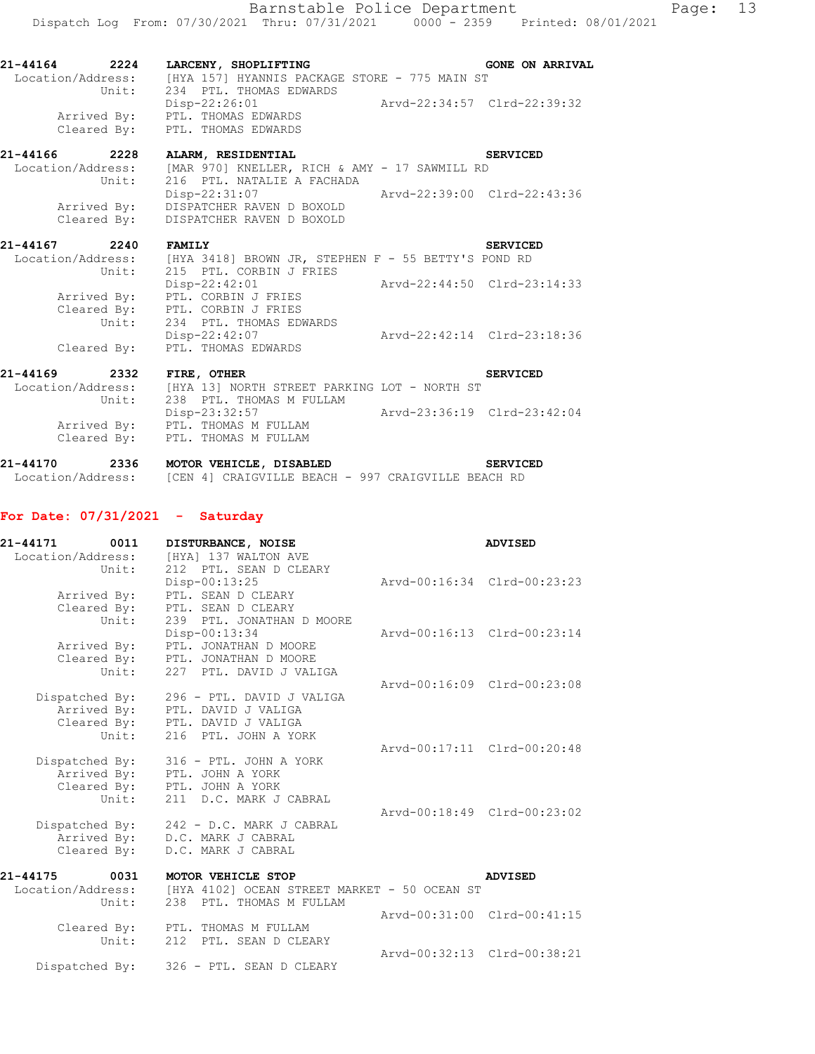**21-44164 2224 LARCENY, SHOPLIFTING GONE ON ARRIVAL**

```
 Location/Address:   [HYA 157] HYANNIS PACKAGE STORE - 775 MAIN ST
             Unit:   234  PTL. THOMAS EDWARDS
                     Disp-22:26:01                  Arvd-22:34:57  Clrd-22:39:32
       Arrived By:   PTL. THOMAS EDWARDS
       Cleared By:   PTL. THOMAS EDWARDS
```

**21-44166 2228 ALARM, RESIDENTIAL SERVICED**

```
 Location/Address:   [MAR 970] KNELLER, RICH & AMY - 17 SAWMILL RD
             Unit:   216  PTL. NATALIE A FACHADA
                     Disp-22:31:07                  Arvd-22:39:00  Clrd-22:43:36
       Arrived By:   DISPATCHER RAVEN D BOXOLD
       Cleared By:   DISPATCHER RAVEN D BOXOLD
```

**21-44167 2240 FAMILY SERVICED**

```
 Location/Address:   [HYA 3418] BROWN JR, STEPHEN F - 55 BETTY'S POND RD
             Unit:   215  PTL. CORBIN J FRIES
                     Disp-22:42:01                  Arvd-22:44:50  Clrd-23:14:33
       Arrived By:   PTL. CORBIN J FRIES
       Cleared By:   PTL. CORBIN J FRIES
             Unit:   234  PTL. THOMAS EDWARDS
                     Disp-22:42:07                  Arvd-22:42:14  Clrd-23:18:36
       Cleared By:   PTL. THOMAS EDWARDS
```

**21-44169 2332 FIRE, OTHER SERVICED**

```
 Location/Address:   [HYA 13] NORTH STREET PARKING LOT - NORTH ST
             Unit:   238  PTL. THOMAS M FULLAM
                     Disp-23:32:57                  Arvd-23:36:19  Clrd-23:42:04
       Arrived By:   PTL. THOMAS M FULLAM
       Cleared By:   PTL. THOMAS M FULLAM
```

**21-44170 2336 MOTOR VEHICLE, DISABLED SERVICED**

```
 Location/Address:   [CEN 4] CRAIGVILLE BEACH - 997 CRAIGVILLE BEACH RD
```

## For Date: 07/31/2021 - Saturday

**21-44171 0011 DISTURBANCE, NOISE ADVISED**

```
 Location/Address:   [HYA] 137 WALTON AVE
             Unit:   212  PTL. SEAN D CLEARY
                     Disp-00:13:25                  Arvd-00:16:34  Clrd-00:23:23
       Arrived By:   PTL. SEAN D CLEARY
       Cleared By:   PTL. SEAN D CLEARY
             Unit:   239  PTL. JONATHAN D MOORE
                     Disp-00:13:34                  Arvd-00:16:13  Clrd-00:23:14
       Arrived By:   PTL. JONATHAN D MOORE
       Cleared By:   PTL. JONATHAN D MOORE
             Unit:   227  PTL. DAVID J VALIGA
                                                    Arvd-00:16:09  Clrd-00:23:08
    Dispatched By:   296 - PTL. DAVID J VALIGA
       Arrived By:   PTL. DAVID J VALIGA
       Cleared By:   PTL. DAVID J VALIGA
             Unit:   216  PTL. JOHN A YORK
                                                    Arvd-00:17:11  Clrd-00:20:48
    Dispatched By:   316 - PTL. JOHN A YORK
       Arrived By:   PTL. JOHN A YORK
       Cleared By:   PTL. JOHN A YORK
             Unit:   211  D.C. MARK J CABRAL
                                                    Arvd-00:18:49  Clrd-00:23:02
    Dispatched By:   242 - D.C. MARK J CABRAL
       Arrived By:   D.C. MARK J CABRAL
       Cleared By:   D.C. MARK J CABRAL
```

**21-44175 0031 MOTOR VEHICLE STOP ADVISED**

```
 Location/Address:   [HYA 4102] OCEAN STREET MARKET - 50 OCEAN ST
             Unit:   238  PTL. THOMAS M FULLAM
                                                    Arvd-00:31:00  Clrd-00:41:15
       Cleared By:   PTL. THOMAS M FULLAM
             Unit:   212  PTL. SEAN D CLEARY
                                                    Arvd-00:32:13  Clrd-00:38:21
    Dispatched By:   326 - PTL. SEAN D CLEARY
```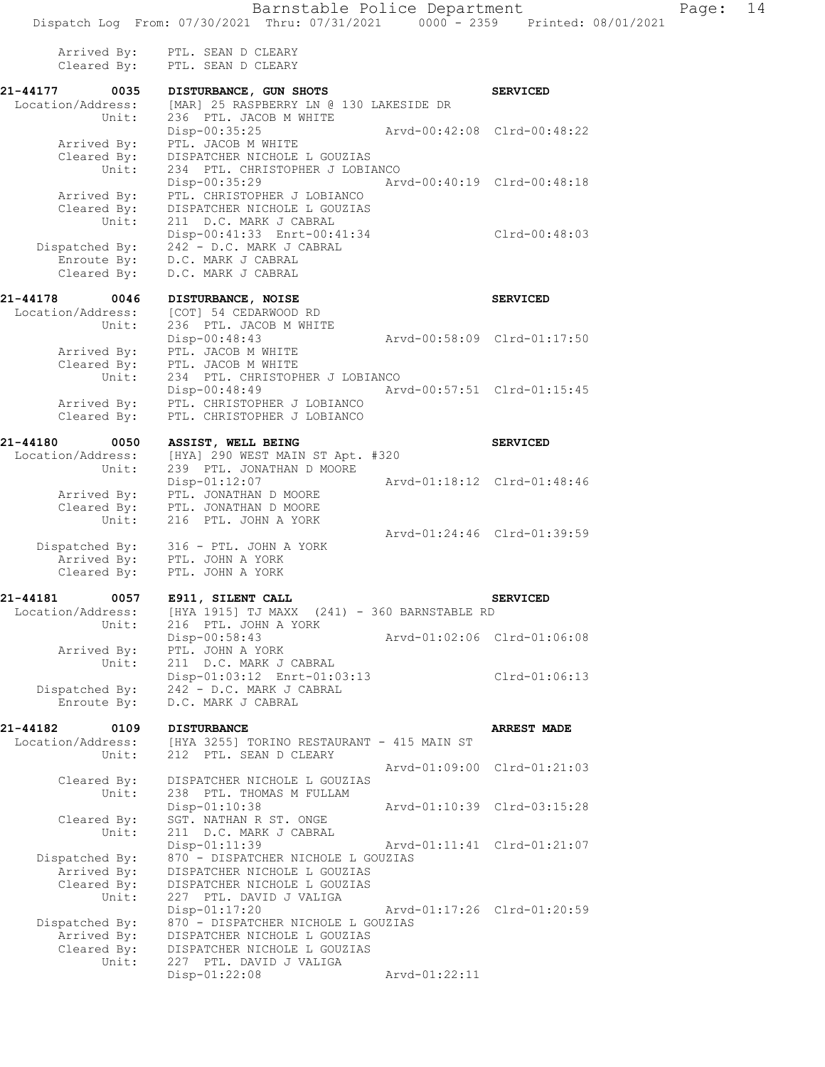Arrived By: PTL. SEAN D CLEARY
Cleared By: PTL. SEAN D CLEARY

**21-44177 0035 DISTURBANCE, GUN SHOTS** — **SERVICED**

Location/Address: [MAR] 25 RASPBERRY LN @ 130 LAKESIDE DR
Unit: 236 PTL. JACOB M WHITE
Disp-00:35:25 Arvd-00:42:08 Clrd-00:48:22
Arrived By: PTL. JACOB M WHITE
Cleared By: DISPATCHER NICHOLE L GOUZIAS
Unit: 234 PTL. CHRISTOPHER J LOBIANCO
Disp-00:35:29 Arvd-00:40:19 Clrd-00:48:18
Arrived By: PTL. CHRISTOPHER J LOBIANCO
Cleared By: DISPATCHER NICHOLE L GOUZIAS
Unit: 211 D.C. MARK J CABRAL
Disp-00:41:33 Enrt-00:41:34 Clrd-00:48:03
Dispatched By: 242 - D.C. MARK J CABRAL
Enroute By: D.C. MARK J CABRAL
Cleared By: D.C. MARK J CABRAL

**21-44178 0046 DISTURBANCE, NOISE** — **SERVICED**

Location/Address: [COT] 54 CEDARWOOD RD
Unit: 236 PTL. JACOB M WHITE
Disp-00:48:43 Arvd-00:58:09 Clrd-01:17:50
Arrived By: PTL. JACOB M WHITE
Cleared By: PTL. JACOB M WHITE
Unit: 234 PTL. CHRISTOPHER J LOBIANCO
Disp-00:48:49 Arvd-00:57:51 Clrd-01:15:45
Arrived By: PTL. CHRISTOPHER J LOBIANCO
Cleared By: PTL. CHRISTOPHER J LOBIANCO

**21-44180 0050 ASSIST, WELL BEING** — **SERVICED**

Location/Address: [HYA] 290 WEST MAIN ST Apt. #320
Unit: 239 PTL. JONATHAN D MOORE
Disp-01:12:07 Arvd-01:18:12 Clrd-01:48:46
Arrived By: PTL. JONATHAN D MOORE
Cleared By: PTL. JONATHAN D MOORE
Unit: 216 PTL. JOHN A YORK
Arvd-01:24:46 Clrd-01:39:59
Dispatched By: 316 - PTL. JOHN A YORK
Arrived By: PTL. JOHN A YORK
Cleared By: PTL. JOHN A YORK

**21-44181 0057 E911, SILENT CALL** — **SERVICED**

Location/Address: [HYA 1915] TJ MAXX (241) - 360 BARNSTABLE RD
Unit: 216 PTL. JOHN A YORK
Disp-00:58:43 Arvd-01:02:06 Clrd-01:06:08
Arrived By: PTL. JOHN A YORK
Unit: 211 D.C. MARK J CABRAL
Disp-01:03:12 Enrt-01:03:13 Clrd-01:06:13
Dispatched By: 242 - D.C. MARK J CABRAL
Enroute By: D.C. MARK J CABRAL

**21-44182 0109 DISTURBANCE** — **ARREST MADE**

Location/Address: [HYA 3255] TORINO RESTAURANT - 415 MAIN ST
Unit: 212 PTL. SEAN D CLEARY
Arvd-01:09:00 Clrd-01:21:03
Cleared By: DISPATCHER NICHOLE L GOUZIAS
Unit: 238 PTL. THOMAS M FULLAM
Disp-01:10:38 Arvd-01:10:39 Clrd-03:15:28
Cleared By: SGT. NATHAN R ST. ONGE
Unit: 211 D.C. MARK J CABRAL
Disp-01:11:39 Arvd-01:11:41 Clrd-01:21:07
Dispatched By: 870 - DISPATCHER NICHOLE L GOUZIAS
Arrived By: DISPATCHER NICHOLE L GOUZIAS
Cleared By: DISPATCHER NICHOLE L GOUZIAS
Unit: 227 PTL. DAVID J VALIGA
Disp-01:17:20 Arvd-01:17:26 Clrd-01:20:59
Dispatched By: 870 - DISPATCHER NICHOLE L GOUZIAS
Arrived By: DISPATCHER NICHOLE L GOUZIAS
Cleared By: DISPATCHER NICHOLE L GOUZIAS
Unit: 227 PTL. DAVID J VALIGA
Disp-01:22:08 Arvd-01:22:11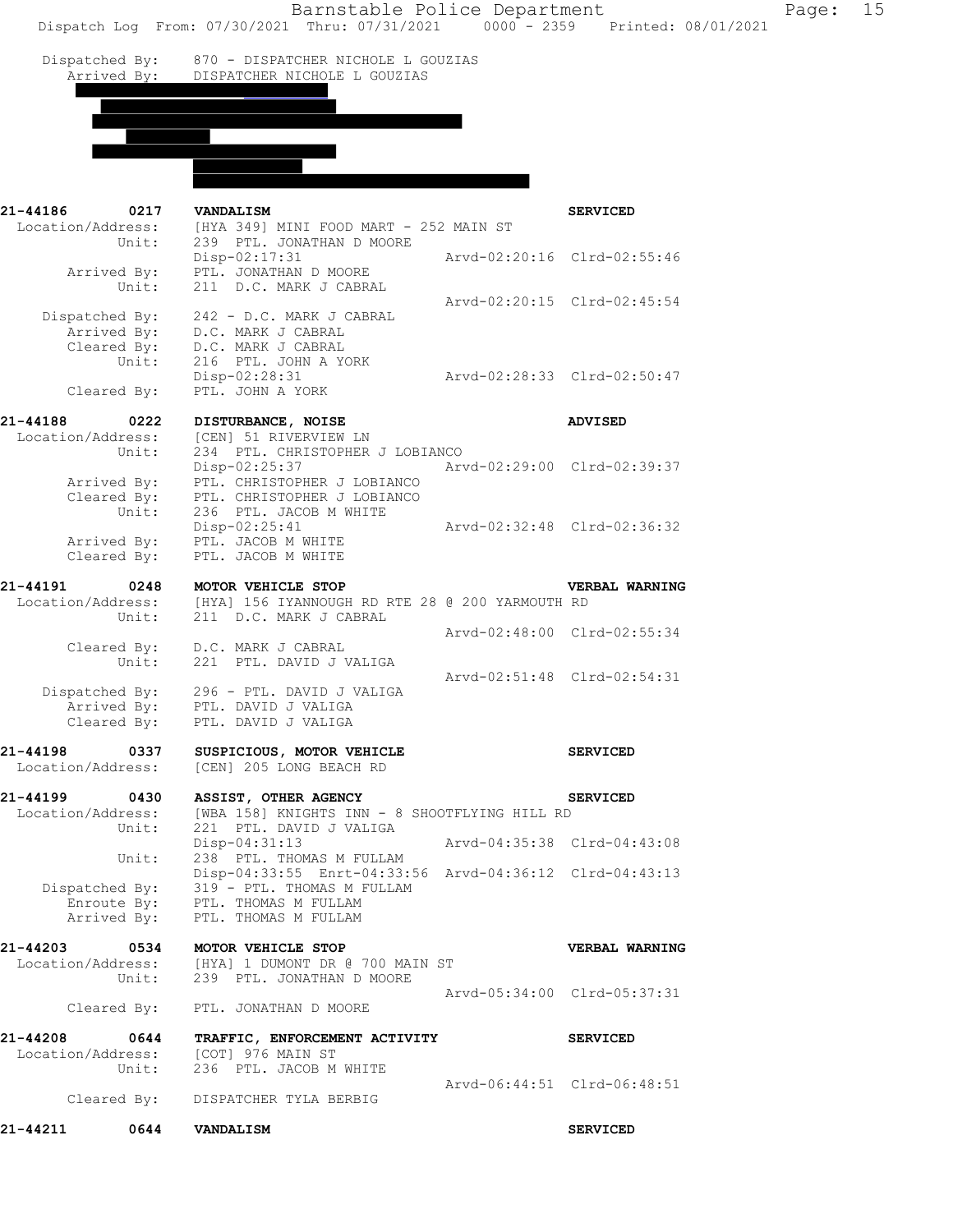Dispatch Log From: 07/30/2021 Thru: 07/31/2021 0000 - 2359 Printed: 08/01/2021

```
 Dispatched By:     870 - DISPATCHER NICHOLE L GOUZIAS
   Arrived By:      DISPATCHER NICHOLE L GOUZIAS

21-44186      0217   VANDALISM                                           SERVICED
 Location/Address:   [HYA 349] MINI FOOD MART - 252 MAIN ST
            Unit:    239  PTL. JONATHAN D MOORE
                     Disp-02:17:31                  Arvd-02:20:16  Clrd-02:55:46
      Arrived By:    PTL. JONATHAN D MOORE
            Unit:    211  D.C. MARK J CABRAL
                                                    Arvd-02:20:15  Clrd-02:45:54
   Dispatched By:    242 - D.C. MARK J CABRAL
      Arrived By:    D.C. MARK J CABRAL
      Cleared By:    D.C. MARK J CABRAL
            Unit:    216  PTL. JOHN A YORK
                     Disp-02:28:31                  Arvd-02:28:33  Clrd-02:50:47
      Cleared By:    PTL. JOHN A YORK

21-44188      0222   DISTURBANCE, NOISE                                  ADVISED
 Location/Address:   [CEN] 51 RIVERVIEW LN
            Unit:    234  PTL. CHRISTOPHER J LOBIANCO
                     Disp-02:25:37                  Arvd-02:29:00  Clrd-02:39:37
      Arrived By:    PTL. CHRISTOPHER J LOBIANCO
      Cleared By:    PTL. CHRISTOPHER J LOBIANCO
            Unit:    236  PTL. JACOB M WHITE
                     Disp-02:25:41                  Arvd-02:32:48  Clrd-02:36:32
      Arrived By:    PTL. JACOB M WHITE
      Cleared By:    PTL. JACOB M WHITE

21-44191      0248   MOTOR VEHICLE STOP                                  VERBAL WARNING
 Location/Address:   [HYA] 156 IYANNOUGH RD RTE 28 @ 200 YARMOUTH RD
            Unit:    211  D.C. MARK J CABRAL
                                                    Arvd-02:48:00  Clrd-02:55:34
      Cleared By:    D.C. MARK J CABRAL
            Unit:    221  PTL. DAVID J VALIGA
                                                    Arvd-02:51:48  Clrd-02:54:31
   Dispatched By:    296 - PTL. DAVID J VALIGA
      Arrived By:    PTL. DAVID J VALIGA
      Cleared By:    PTL. DAVID J VALIGA

21-44198      0337   SUSPICIOUS, MOTOR VEHICLE                           SERVICED
 Location/Address:   [CEN] 205 LONG BEACH RD

21-44199      0430   ASSIST, OTHER AGENCY                                SERVICED
 Location/Address:   [WBA 158] KNIGHTS INN - 8 SHOOTFLYING HILL RD
            Unit:    221  PTL. DAVID J VALIGA
                     Disp-04:31:13                  Arvd-04:35:38  Clrd-04:43:08
            Unit:    238  PTL. THOMAS M FULLAM
                     Disp-04:33:55  Enrt-04:33:56   Arvd-04:36:12  Clrd-04:43:13
   Dispatched By:    319 - PTL. THOMAS M FULLAM
      Enroute By:    PTL. THOMAS M FULLAM
      Arrived By:    PTL. THOMAS M FULLAM

21-44203      0534   MOTOR VEHICLE STOP                                  VERBAL WARNING
 Location/Address:   [HYA] 1 DUMONT DR @ 700 MAIN ST
            Unit:    239  PTL. JONATHAN D MOORE
                                                    Arvd-05:34:00  Clrd-05:37:31
      Cleared By:    PTL. JONATHAN D MOORE

21-44208      0644   TRAFFIC, ENFORCEMENT ACTIVITY                       SERVICED
 Location/Address:   [COT] 976 MAIN ST
            Unit:    236  PTL. JACOB M WHITE
                                                    Arvd-06:44:51  Clrd-06:48:51
      Cleared By:    DISPATCHER TYLA BERBIG

21-44211      0644   VANDALISM                                           SERVICED
```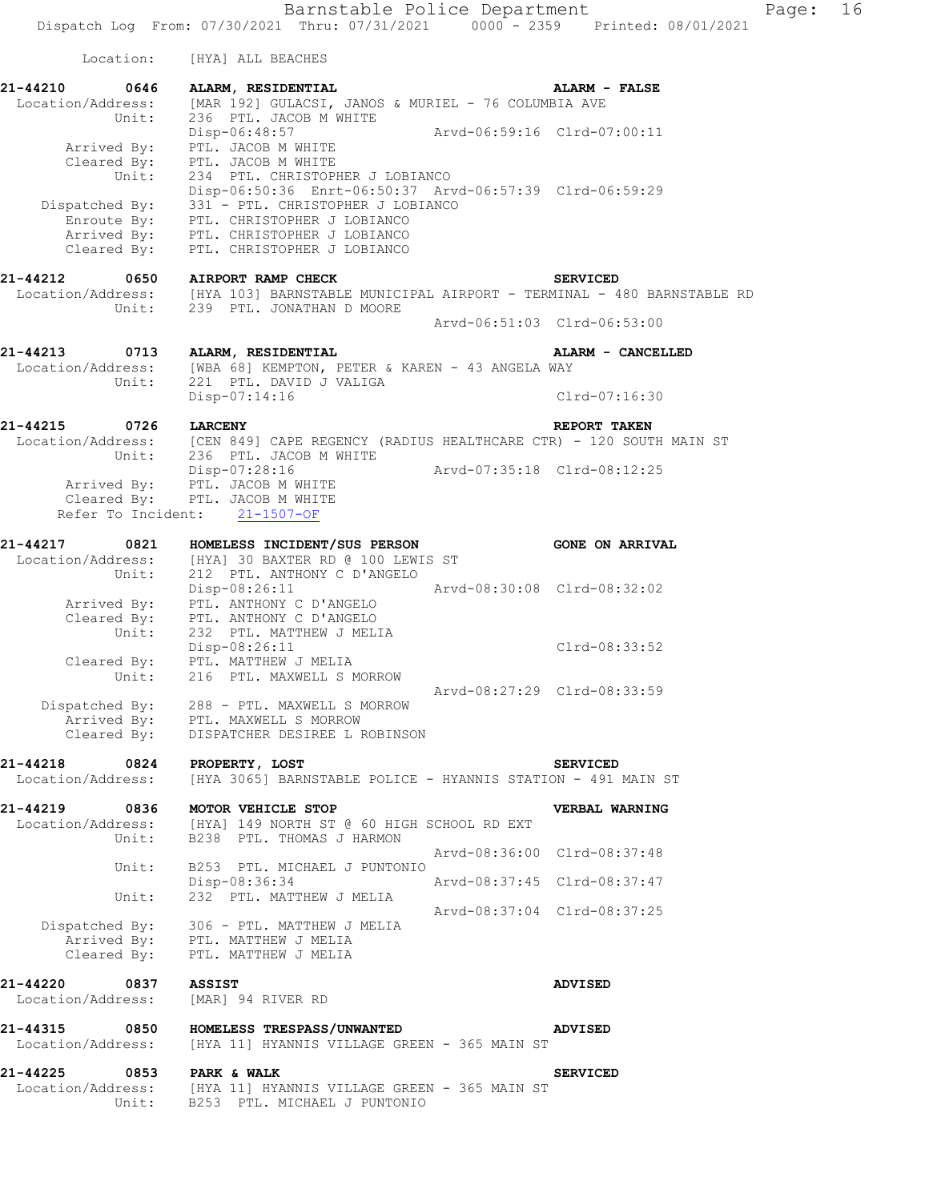Location: [HYA] ALL BEACHES

**21-44210 0646 ALARM, RESIDENTIAL** — **ALARM - FALSE**
Location/Address: [MAR 192] GULACSI, JANOS & MURIEL - 76 COLUMBIA AVE
Unit: 236 PTL. JACOB M WHITE
Disp-06:48:57 Arvd-06:59:16 Clrd-07:00:11
Arrived By: PTL. JACOB M WHITE
Cleared By: PTL. JACOB M WHITE
Unit: 234 PTL. CHRISTOPHER J LOBIANCO
Disp-06:50:36 Enrt-06:50:37 Arvd-06:57:39 Clrd-06:59:29
Dispatched By: 331 - PTL. CHRISTOPHER J LOBIANCO
Enroute By: PTL. CHRISTOPHER J LOBIANCO
Arrived By: PTL. CHRISTOPHER J LOBIANCO
Cleared By: PTL. CHRISTOPHER J LOBIANCO

**21-44212 0650 AIRPORT RAMP CHECK** — **SERVICED**
Location/Address: [HYA 103] BARNSTABLE MUNICIPAL AIRPORT - TERMINAL - 480 BARNSTABLE RD
Unit: 239 PTL. JONATHAN D MOORE
Arvd-06:51:03 Clrd-06:53:00

**21-44213 0713 ALARM, RESIDENTIAL** — **ALARM - CANCELLED**
Location/Address: [WBA 68] KEMPTON, PETER & KAREN - 43 ANGELA WAY
Unit: 221 PTL. DAVID J VALIGA
Disp-07:14:16 Clrd-07:16:30

**21-44215 0726 LARCENY** — **REPORT TAKEN**
Location/Address: [CEN 849] CAPE REGENCY (RADIUS HEALTHCARE CTR) - 120 SOUTH MAIN ST
Unit: 236 PTL. JACOB M WHITE
Disp-07:28:16 Arvd-07:35:18 Clrd-08:12:25
Arrived By: PTL. JACOB M WHITE
Cleared By: PTL. JACOB M WHITE
Refer To Incident: 21-1507-OF

**21-44217 0821 HOMELESS INCIDENT/SUS PERSON** — **GONE ON ARRIVAL**
Location/Address: [HYA] 30 BAXTER RD @ 100 LEWIS ST
Unit: 212 PTL. ANTHONY C D'ANGELO
Disp-08:26:11 Arvd-08:30:08 Clrd-08:32:02
Arrived By: PTL. ANTHONY C D'ANGELO
Cleared By: PTL. ANTHONY C D'ANGELO
Unit: 232 PTL. MATTHEW J MELIA
Disp-08:26:11 Clrd-08:33:52
Cleared By: PTL. MATTHEW J MELIA
Unit: 216 PTL. MAXWELL S MORROW
Arvd-08:27:29 Clrd-08:33:59
Dispatched By: 288 - PTL. MAXWELL S MORROW
Arrived By: PTL. MAXWELL S MORROW
Cleared By: DISPATCHER DESIREE L ROBINSON

**21-44218 0824 PROPERTY, LOST** — **SERVICED**
Location/Address: [HYA 3065] BARNSTABLE POLICE - HYANNIS STATION - 491 MAIN ST

**21-44219 0836 MOTOR VEHICLE STOP** — **VERBAL WARNING**
Location/Address: [HYA] 149 NORTH ST @ 60 HIGH SCHOOL RD EXT
Unit: B238 PTL. THOMAS J HARMON
Arvd-08:36:00 Clrd-08:37:48
Unit: B253 PTL. MICHAEL J PUNTONIO
Disp-08:36:34 Arvd-08:37:45 Clrd-08:37:47
Unit: 232 PTL. MATTHEW J MELIA
Arvd-08:37:04 Clrd-08:37:25
Dispatched By: 306 - PTL. MATTHEW J MELIA
Arrived By: PTL. MATTHEW J MELIA
Cleared By: PTL. MATTHEW J MELIA

**21-44220 0837 ASSIST** — **ADVISED**
Location/Address: [MAR] 94 RIVER RD

**21-44315 0850 HOMELESS TRESPASS/UNWANTED** — **ADVISED**
Location/Address: [HYA 11] HYANNIS VILLAGE GREEN - 365 MAIN ST

**21-44225 0853 PARK & WALK** — **SERVICED**
Location/Address: [HYA 11] HYANNIS VILLAGE GREEN - 365 MAIN ST
Unit: B253 PTL. MICHAEL J PUNTONIO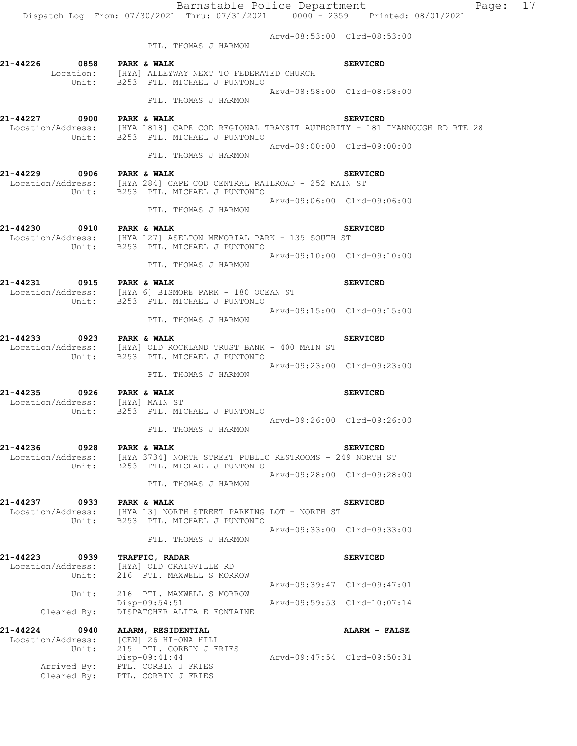Arvd-08:53:00 Clrd-08:53:00
PTL. THOMAS J HARMON

**21-44226 0858 PARK & WALK** **SERVICED**
Location: [HYA] ALLEYWAY NEXT TO FEDERATED CHURCH
Unit: B253 PTL. MICHAEL J PUNTONIO
Arvd-08:58:00 Clrd-08:58:00
PTL. THOMAS J HARMON

**21-44227 0900 PARK & WALK** **SERVICED**
Location/Address: [HYA 1818] CAPE COD REGIONAL TRANSIT AUTHORITY - 181 IYANNOUGH RD RTE 28
Unit: B253 PTL. MICHAEL J PUNTONIO
Arvd-09:00:00 Clrd-09:00:00
PTL. THOMAS J HARMON

**21-44229 0906 PARK & WALK** **SERVICED**
Location/Address: [HYA 284] CAPE COD CENTRAL RAILROAD - 252 MAIN ST
Unit: B253 PTL. MICHAEL J PUNTONIO
Arvd-09:06:00 Clrd-09:06:00
PTL. THOMAS J HARMON

**21-44230 0910 PARK & WALK** **SERVICED**
Location/Address: [HYA 127] ASELTON MEMORIAL PARK - 135 SOUTH ST
Unit: B253 PTL. MICHAEL J PUNTONIO
Arvd-09:10:00 Clrd-09:10:00
PTL. THOMAS J HARMON

**21-44231 0915 PARK & WALK** **SERVICED**
Location/Address: [HYA 6] BISMORE PARK - 180 OCEAN ST
Unit: B253 PTL. MICHAEL J PUNTONIO
Arvd-09:15:00 Clrd-09:15:00
PTL. THOMAS J HARMON

**21-44233 0923 PARK & WALK** **SERVICED**
Location/Address: [HYA] OLD ROCKLAND TRUST BANK - 400 MAIN ST
Unit: B253 PTL. MICHAEL J PUNTONIO
Arvd-09:23:00 Clrd-09:23:00
PTL. THOMAS J HARMON

**21-44235 0926 PARK & WALK** **SERVICED**
Location/Address: [HYA] MAIN ST
Unit: B253 PTL. MICHAEL J PUNTONIO
Arvd-09:26:00 Clrd-09:26:00
PTL. THOMAS J HARMON

**21-44236 0928 PARK & WALK** **SERVICED**
Location/Address: [HYA 3734] NORTH STREET PUBLIC RESTROOMS - 249 NORTH ST
Unit: B253 PTL. MICHAEL J PUNTONIO
Arvd-09:28:00 Clrd-09:28:00
PTL. THOMAS J HARMON

**21-44237 0933 PARK & WALK** **SERVICED**
Location/Address: [HYA 13] NORTH STREET PARKING LOT - NORTH ST
Unit: B253 PTL. MICHAEL J PUNTONIO
Arvd-09:33:00 Clrd-09:33:00
PTL. THOMAS J HARMON

**21-44223 0939 TRAFFIC, RADAR** **SERVICED**
Location/Address: [HYA] OLD CRAIGVILLE RD
Unit: 216 PTL. MAXWELL S MORROW
Arvd-09:39:47 Clrd-09:47:01
Unit: 216 PTL. MAXWELL S MORROW
Disp-09:54:51 Arvd-09:59:53 Clrd-10:07:14
Cleared By: DISPATCHER ALITA E FONTAINE

**21-44224 0940 ALARM, RESIDENTIAL** **ALARM - FALSE**
Location/Address: [CEN] 26 HI-ONA HILL
Unit: 215 PTL. CORBIN J FRIES
Disp-09:41:44 Arvd-09:47:54 Clrd-09:50:31
Arrived By: PTL. CORBIN J FRIES
Cleared By: PTL. CORBIN J FRIES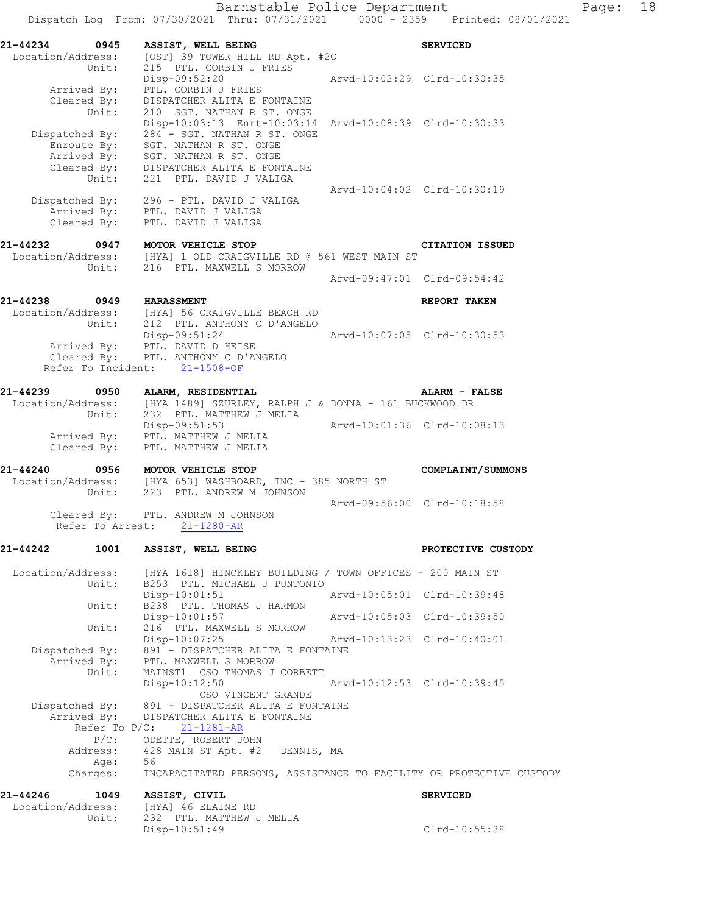```
21-44234      0945    ASSIST, WELL BEING                                      SERVICED
 Location/Address:    [OST] 39 TOWER HILL RD Apt. #2C
            Unit:     215  PTL. CORBIN J FRIES
                      Disp-09:52:20                   Arvd-10:02:29  Clrd-10:30:35
       Arrived By:    PTL. CORBIN J FRIES
       Cleared By:    DISPATCHER ALITA E FONTAINE
            Unit:     210  SGT. NATHAN R ST. ONGE
                      Disp-10:03:13  Enrt-10:03:14  Arvd-10:08:39  Clrd-10:30:33
    Dispatched By:    284 - SGT. NATHAN R ST. ONGE
       Enroute By:    SGT. NATHAN R ST. ONGE
       Arrived By:    SGT. NATHAN R ST. ONGE
       Cleared By:    DISPATCHER ALITA E FONTAINE
            Unit:     221  PTL. DAVID J VALIGA
                                                      Arvd-10:04:02  Clrd-10:30:19
    Dispatched By:    296 - PTL. DAVID J VALIGA
       Arrived By:    PTL. DAVID J VALIGA
       Cleared By:    PTL. DAVID J VALIGA

21-44232      0947    MOTOR VEHICLE STOP                                      CITATION ISSUED
 Location/Address:    [HYA] 1 OLD CRAIGVILLE RD @ 561 WEST MAIN ST
            Unit:     216  PTL. MAXWELL S MORROW
                                                      Arvd-09:47:01  Clrd-09:54:42

21-44238      0949    HARASSMENT                                              REPORT TAKEN
 Location/Address:    [HYA] 56 CRAIGVILLE BEACH RD
            Unit:     212  PTL. ANTHONY C D'ANGELO
                      Disp-09:51:24                   Arvd-10:07:05  Clrd-10:30:53
       Arrived By:    PTL. DAVID D HEISE
       Cleared By:    PTL. ANTHONY C D'ANGELO
   Refer To Incident:    21-1508-OF

21-44239      0950    ALARM, RESIDENTIAL                                      ALARM - FALSE
 Location/Address:    [HYA 1489] SZURLEY, RALPH J & DONNA - 161 BUCKWOOD DR
            Unit:     232  PTL. MATTHEW J MELIA
                      Disp-09:51:53                   Arvd-10:01:36  Clrd-10:08:13
       Arrived By:    PTL. MATTHEW J MELIA
       Cleared By:    PTL. MATTHEW J MELIA

21-44240      0956    MOTOR VEHICLE STOP                                      COMPLAINT/SUMMONS
 Location/Address:    [HYA 653] WASHBOARD, INC - 385 NORTH ST
            Unit:     223  PTL. ANDREW M JOHNSON
                                                      Arvd-09:56:00  Clrd-10:18:58
       Cleared By:    PTL. ANDREW M JOHNSON
    Refer To Arrest:    21-1280-AR

21-44242      1001    ASSIST, WELL BEING                                      PROTECTIVE CUSTODY

 Location/Address:    [HYA 1618] HINCKLEY BUILDING / TOWN OFFICES - 200 MAIN ST
            Unit:     B253  PTL. MICHAEL J PUNTONIO
                      Disp-10:01:51                   Arvd-10:05:01  Clrd-10:39:48
            Unit:     B238  PTL. THOMAS J HARMON
                      Disp-10:01:57                   Arvd-10:05:03  Clrd-10:39:50
            Unit:     216  PTL. MAXWELL S MORROW
                      Disp-10:07:25                   Arvd-10:13:23  Clrd-10:40:01
    Dispatched By:    891 - DISPATCHER ALITA E FONTAINE
       Arrived By:    PTL. MAXWELL S MORROW
            Unit:     MAINST1  CSO THOMAS J CORBETT
                      Disp-10:12:50                   Arvd-10:12:53  Clrd-10:39:45
                              CSO VINCENT GRANDE
    Dispatched By:    891 - DISPATCHER ALITA E FONTAINE
       Arrived By:    DISPATCHER ALITA E FONTAINE
        Refer To P/C:    21-1281-AR
             P/C:     ODETTE, ROBERT JOHN
         Address:     428 MAIN ST Apt. #2    DENNIS, MA
             Age:     56
         Charges:     INCAPACITATED PERSONS, ASSISTANCE TO FACILITY OR PROTECTIVE CUSTODY

21-44246      1049    ASSIST, CIVIL                                           SERVICED
 Location/Address:    [HYA] 46 ELAINE RD
            Unit:     232  PTL. MATTHEW J MELIA
                      Disp-10:51:49                                  Clrd-10:55:38
```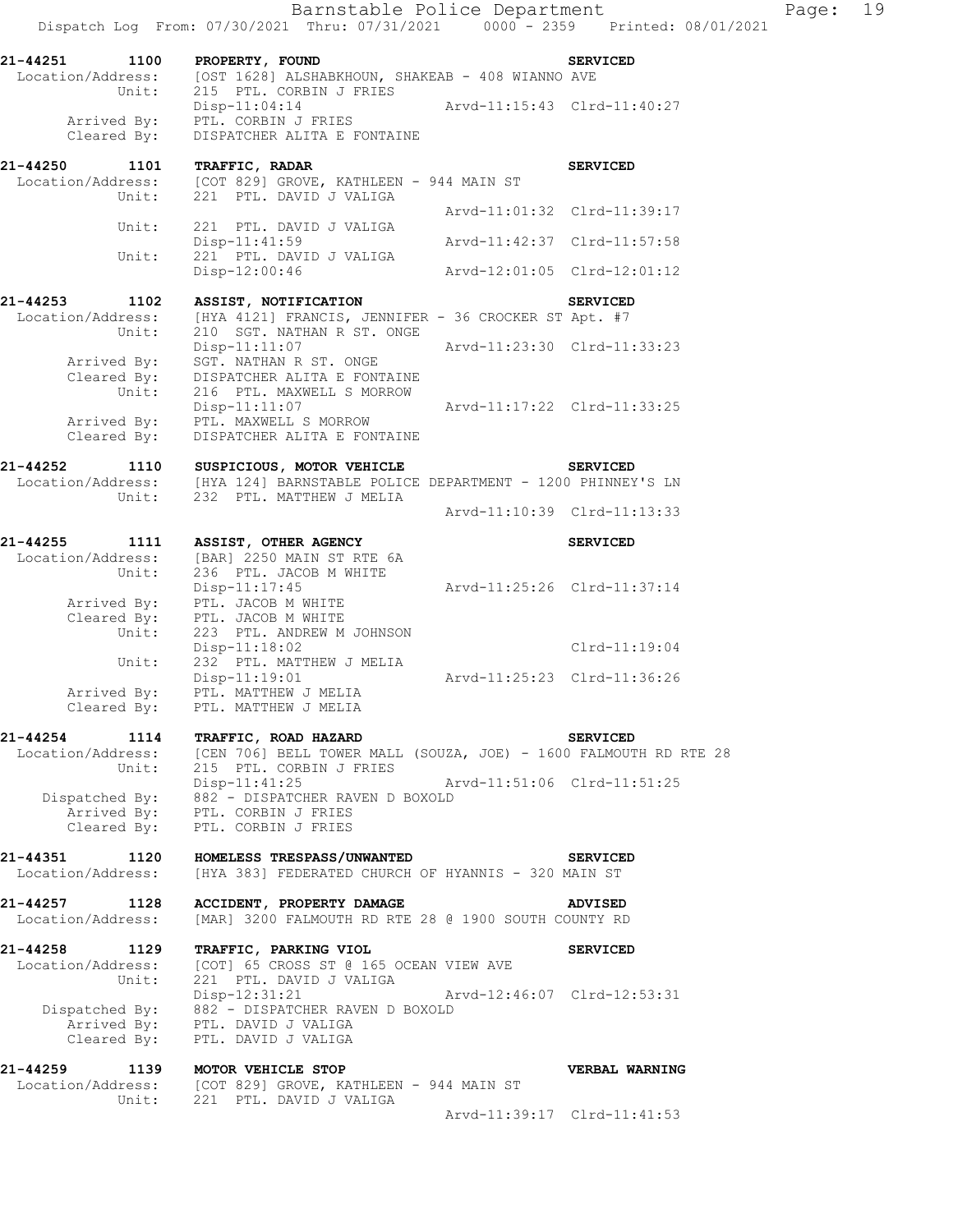**21-44251 1100 PROPERTY, FOUND** SERVICED
Location/Address: [OST 1628] ALSHABKHOUN, SHAKEAB - 408 WIANNO AVE
Unit: 215 PTL. CORBIN J FRIES
Disp-11:04:14 Arvd-11:15:43 Clrd-11:40:27
Arrived By: PTL. CORBIN J FRIES
Cleared By: DISPATCHER ALITA E FONTAINE

**21-44250 1101 TRAFFIC, RADAR** SERVICED
Location/Address: [COT 829] GROVE, KATHLEEN - 944 MAIN ST
Unit: 221 PTL. DAVID J VALIGA
Arvd-11:01:32 Clrd-11:39:17
Unit: 221 PTL. DAVID J VALIGA
Disp-11:41:59 Arvd-11:42:37 Clrd-11:57:58
Unit: 221 PTL. DAVID J VALIGA
Disp-12:00:46 Arvd-12:01:05 Clrd-12:01:12

**21-44253 1102 ASSIST, NOTIFICATION** SERVICED
Location/Address: [HYA 4121] FRANCIS, JENNIFER - 36 CROCKER ST Apt. #7
Unit: 210 SGT. NATHAN R ST. ONGE
Disp-11:11:07 Arvd-11:23:30 Clrd-11:33:23
Arrived By: SGT. NATHAN R ST. ONGE
Cleared By: DISPATCHER ALITA E FONTAINE
Unit: 216 PTL. MAXWELL S MORROW
Disp-11:11:07 Arvd-11:17:22 Clrd-11:33:25
Arrived By: PTL. MAXWELL S MORROW
Cleared By: DISPATCHER ALITA E FONTAINE

**21-44252 1110 SUSPICIOUS, MOTOR VEHICLE** SERVICED
Location/Address: [HYA 124] BARNSTABLE POLICE DEPARTMENT - 1200 PHINNEY'S LN
Unit: 232 PTL. MATTHEW J MELIA
Arvd-11:10:39 Clrd-11:13:33

**21-44255 1111 ASSIST, OTHER AGENCY** SERVICED
Location/Address: [BAR] 2250 MAIN ST RTE 6A
Unit: 236 PTL. JACOB M WHITE
Disp-11:17:45 Arvd-11:25:26 Clrd-11:37:14
Arrived By: PTL. JACOB M WHITE
Cleared By: PTL. JACOB M WHITE
Unit: 223 PTL. ANDREW M JOHNSON
Disp-11:18:02 Clrd-11:19:04
Unit: 232 PTL. MATTHEW J MELIA
Disp-11:19:01 Arvd-11:25:23 Clrd-11:36:26
Arrived By: PTL. MATTHEW J MELIA
Cleared By: PTL. MATTHEW J MELIA

**21-44254 1114 TRAFFIC, ROAD HAZARD** SERVICED
Location/Address: [CEN 706] BELL TOWER MALL (SOUZA, JOE) - 1600 FALMOUTH RD RTE 28
Unit: 215 PTL. CORBIN J FRIES
Disp-11:41:25 Arvd-11:51:06 Clrd-11:51:25
Dispatched By: 882 - DISPATCHER RAVEN D BOXOLD
Arrived By: PTL. CORBIN J FRIES
Cleared By: PTL. CORBIN J FRIES

**21-44351 1120 HOMELESS TRESPASS/UNWANTED** SERVICED
Location/Address: [HYA 383] FEDERATED CHURCH OF HYANNIS - 320 MAIN ST

**21-44257 1128 ACCIDENT, PROPERTY DAMAGE** ADVISED
Location/Address: [MAR] 3200 FALMOUTH RD RTE 28 @ 1900 SOUTH COUNTY RD

**21-44258 1129 TRAFFIC, PARKING VIOL** SERVICED
Location/Address: [COT] 65 CROSS ST @ 165 OCEAN VIEW AVE
Unit: 221 PTL. DAVID J VALIGA
Disp-12:31:21 Arvd-12:46:07 Clrd-12:53:31
Dispatched By: 882 - DISPATCHER RAVEN D BOXOLD
Arrived By: PTL. DAVID J VALIGA
Cleared By: PTL. DAVID J VALIGA

**21-44259 1139 MOTOR VEHICLE STOP** VERBAL WARNING
Location/Address: [COT 829] GROVE, KATHLEEN - 944 MAIN ST
Unit: 221 PTL. DAVID J VALIGA
Arvd-11:39:17 Clrd-11:41:53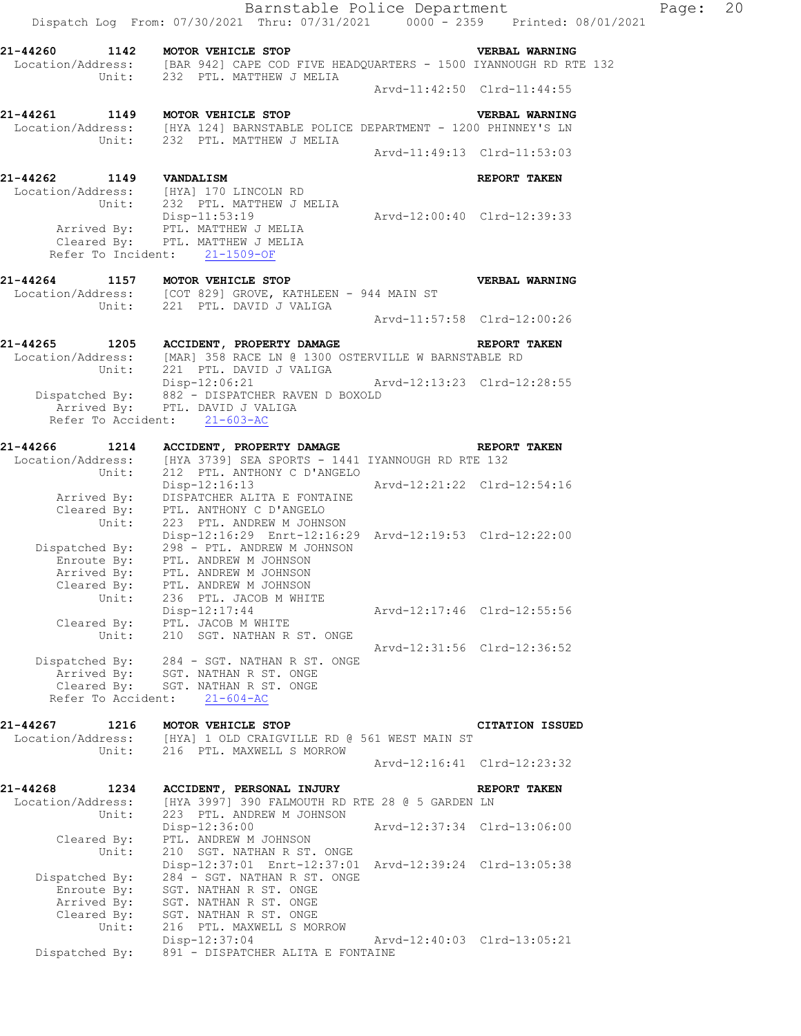Dispatch Log From: 07/30/2021 Thru: 07/31/2021 0000 - 2359 Printed: 08/01/2021

```
21-44260     1142    MOTOR VEHICLE STOP                              VERBAL WARNING
 Location/Address:    [BAR 942] CAPE COD FIVE HEADQUARTERS - 1500 IYANNOUGH RD RTE 132
          Unit:       232  PTL. MATTHEW J MELIA
                                                  Arvd-11:42:50  Clrd-11:44:55

21-44261     1149    MOTOR VEHICLE STOP                              VERBAL WARNING
 Location/Address:    [HYA 124] BARNSTABLE POLICE DEPARTMENT - 1200 PHINNEY'S LN
          Unit:       232  PTL. MATTHEW J MELIA
                                                  Arvd-11:49:13  Clrd-11:53:03

21-44262     1149    VANDALISM                                       REPORT TAKEN
 Location/Address:    [HYA] 170 LINCOLN RD
          Unit:       232  PTL. MATTHEW J MELIA
                      Disp-11:53:19               Arvd-12:00:40  Clrd-12:39:33
       Arrived By:    PTL. MATTHEW J MELIA
       Cleared By:    PTL. MATTHEW J MELIA
    Refer To Incident:    21-1509-OF

21-44264     1157    MOTOR VEHICLE STOP                              VERBAL WARNING
 Location/Address:    [COT 829] GROVE, KATHLEEN - 944 MAIN ST
          Unit:       221  PTL. DAVID J VALIGA
                                                  Arvd-11:57:58  Clrd-12:00:26

21-44265     1205    ACCIDENT, PROPERTY DAMAGE                       REPORT TAKEN
 Location/Address:    [MAR] 358 RACE LN @ 1300 OSTERVILLE W BARNSTABLE RD
          Unit:       221  PTL. DAVID J VALIGA
                      Disp-12:06:21               Arvd-12:13:23  Clrd-12:28:55
    Dispatched By:    882 - DISPATCHER RAVEN D BOXOLD
       Arrived By:    PTL. DAVID J VALIGA
    Refer To Accident:    21-603-AC

21-44266     1214    ACCIDENT, PROPERTY DAMAGE                       REPORT TAKEN
 Location/Address:    [HYA 3739] SEA SPORTS - 1441 IYANNOUGH RD RTE 132
          Unit:       212  PTL. ANTHONY C D'ANGELO
                      Disp-12:16:13               Arvd-12:21:22  Clrd-12:54:16
       Arrived By:    DISPATCHER ALITA E FONTAINE
       Cleared By:    PTL. ANTHONY C D'ANGELO
          Unit:       223  PTL. ANDREW M JOHNSON
                      Disp-12:16:29  Enrt-12:16:29  Arvd-12:19:53  Clrd-12:22:00
    Dispatched By:    298 - PTL. ANDREW M JOHNSON
       Enroute By:    PTL. ANDREW M JOHNSON
       Arrived By:    PTL. ANDREW M JOHNSON
       Cleared By:    PTL. ANDREW M JOHNSON
          Unit:       236  PTL. JACOB M WHITE
                      Disp-12:17:44               Arvd-12:17:46  Clrd-12:55:56
       Cleared By:    PTL. JACOB M WHITE
          Unit:       210  SGT. NATHAN R ST. ONGE
                                                  Arvd-12:31:56  Clrd-12:36:52
    Dispatched By:    284 - SGT. NATHAN R ST. ONGE
       Arrived By:    SGT. NATHAN R ST. ONGE
       Cleared By:    SGT. NATHAN R ST. ONGE
    Refer To Accident:    21-604-AC

21-44267     1216    MOTOR VEHICLE STOP                              CITATION ISSUED
 Location/Address:    [HYA] 1 OLD CRAIGVILLE RD @ 561 WEST MAIN ST
          Unit:       216  PTL. MAXWELL S MORROW
                                                  Arvd-12:16:41  Clrd-12:23:32

21-44268     1234    ACCIDENT, PERSONAL INJURY                       REPORT TAKEN
 Location/Address:    [HYA 3997] 390 FALMOUTH RD RTE 28 @ 5 GARDEN LN
          Unit:       223  PTL. ANDREW M JOHNSON
                      Disp-12:36:00               Arvd-12:37:34  Clrd-13:06:00
       Cleared By:    PTL. ANDREW M JOHNSON
          Unit:       210  SGT. NATHAN R ST. ONGE
                      Disp-12:37:01  Enrt-12:37:01  Arvd-12:39:24  Clrd-13:05:38
    Dispatched By:    284 - SGT. NATHAN R ST. ONGE
       Enroute By:    SGT. NATHAN R ST. ONGE
       Arrived By:    SGT. NATHAN R ST. ONGE
       Cleared By:    SGT. NATHAN R ST. ONGE
          Unit:       216  PTL. MAXWELL S MORROW
                      Disp-12:37:04               Arvd-12:40:03  Clrd-13:05:21
    Dispatched By:    891 - DISPATCHER ALITA E FONTAINE
```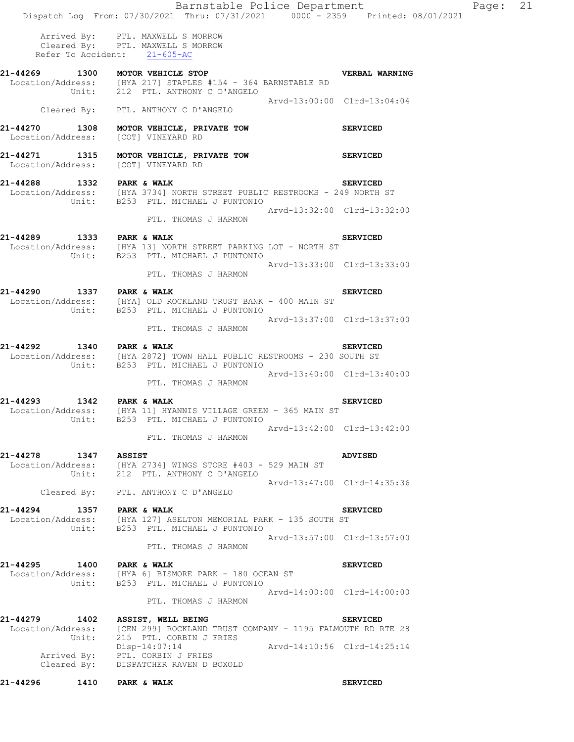```
        Arrived By:    PTL. MAXWELL S MORROW
        Cleared By:    PTL. MAXWELL S MORROW
   Refer To Accident:   21-605-AC

21-44269       1300    MOTOR VEHICLE STOP                              VERBAL WARNING
  Location/Address:    [HYA 217] STAPLES #154 - 364 BARNSTABLE RD
             Unit:     212  PTL. ANTHONY C D'ANGELO
                                                 Arvd-13:00:00  Clrd-13:04:04
        Cleared By:    PTL. ANTHONY C D'ANGELO

21-44270       1308    MOTOR VEHICLE, PRIVATE TOW                      SERVICED
  Location/Address:    [COT] VINEYARD RD

21-44271       1315    MOTOR VEHICLE, PRIVATE TOW                      SERVICED
  Location/Address:    [COT] VINEYARD RD

21-44288       1332    PARK & WALK                                     SERVICED
  Location/Address:    [HYA 3734] NORTH STREET PUBLIC RESTROOMS - 249 NORTH ST
             Unit:     B253  PTL. MICHAEL J PUNTONIO
                                                 Arvd-13:32:00  Clrd-13:32:00
                             PTL. THOMAS J HARMON

21-44289       1333    PARK & WALK                                     SERVICED
  Location/Address:    [HYA 13] NORTH STREET PARKING LOT - NORTH ST
             Unit:     B253  PTL. MICHAEL J PUNTONIO
                                                 Arvd-13:33:00  Clrd-13:33:00
                             PTL. THOMAS J HARMON

21-44290       1337    PARK & WALK                                     SERVICED
  Location/Address:    [HYA] OLD ROCKLAND TRUST BANK - 400 MAIN ST
             Unit:     B253  PTL. MICHAEL J PUNTONIO
                                                 Arvd-13:37:00  Clrd-13:37:00
                             PTL. THOMAS J HARMON

21-44292       1340    PARK & WALK                                     SERVICED
  Location/Address:    [HYA 2872] TOWN HALL PUBLIC RESTROOMS - 230 SOUTH ST
             Unit:     B253  PTL. MICHAEL J PUNTONIO
                                                 Arvd-13:40:00  Clrd-13:40:00
                             PTL. THOMAS J HARMON

21-44293       1342    PARK & WALK                                     SERVICED
  Location/Address:    [HYA 11] HYANNIS VILLAGE GREEN - 365 MAIN ST
             Unit:     B253  PTL. MICHAEL J PUNTONIO
                                                 Arvd-13:42:00  Clrd-13:42:00
                             PTL. THOMAS J HARMON

21-44278       1347    ASSIST                                          ADVISED
  Location/Address:    [HYA 2734] WINGS STORE #403 - 529 MAIN ST
             Unit:     212  PTL. ANTHONY C D'ANGELO
                                                 Arvd-13:47:00  Clrd-14:35:36
        Cleared By:    PTL. ANTHONY C D'ANGELO

21-44294       1357    PARK & WALK                                     SERVICED
  Location/Address:    [HYA 127] ASELTON MEMORIAL PARK - 135 SOUTH ST
             Unit:     B253  PTL. MICHAEL J PUNTONIO
                                                 Arvd-13:57:00  Clrd-13:57:00
                             PTL. THOMAS J HARMON

21-44295       1400    PARK & WALK                                     SERVICED
  Location/Address:    [HYA 6] BISMORE PARK - 180 OCEAN ST
             Unit:     B253  PTL. MICHAEL J PUNTONIO
                                                 Arvd-14:00:00  Clrd-14:00:00
                             PTL. THOMAS J HARMON

21-44279       1402    ASSIST, WELL BEING                              SERVICED
  Location/Address:    [CEN 299] ROCKLAND TRUST COMPANY - 1195 FALMOUTH RD RTE 28
             Unit:     215  PTL. CORBIN J FRIES
                       Disp-14:07:14             Arvd-14:10:56  Clrd-14:25:14
        Arrived By:    PTL. CORBIN J FRIES
        Cleared By:    DISPATCHER RAVEN D BOXOLD

21-44296       1410    PARK & WALK                                     SERVICED
```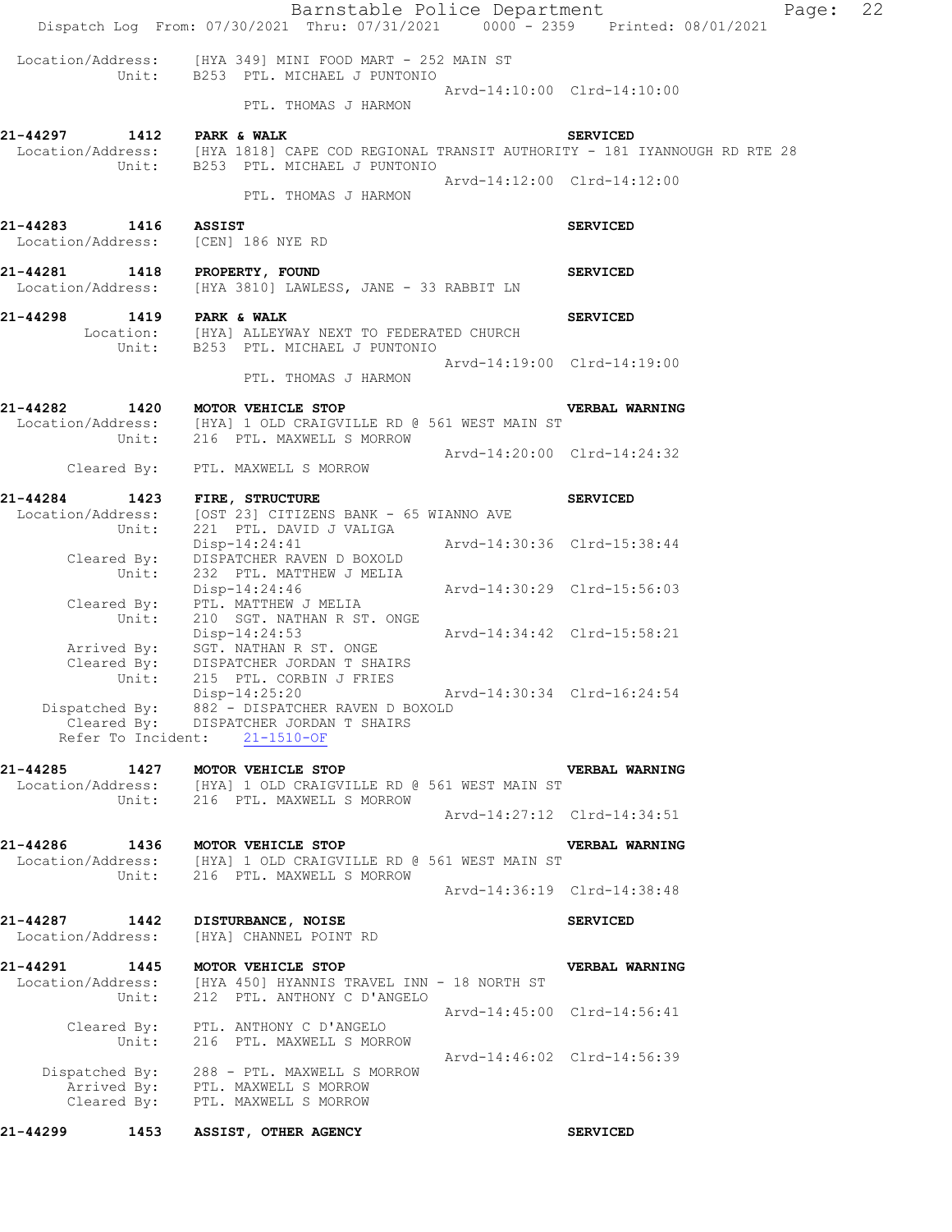```
 Location/Address:    [HYA 349] MINI FOOD MART - 252 MAIN ST
            Unit:    B253  PTL. MICHAEL J PUNTONIO
                                                 Arvd-14:10:00  Clrd-14:10:00
                        PTL. THOMAS J HARMON

21-44297        1412    PARK & WALK                                   SERVICED
 Location/Address:    [HYA 1818] CAPE COD REGIONAL TRANSIT AUTHORITY - 181 IYANNOUGH RD RTE 28
            Unit:    B253  PTL. MICHAEL J PUNTONIO
                                                 Arvd-14:12:00  Clrd-14:12:00
                        PTL. THOMAS J HARMON

21-44283        1416    ASSIST                                        SERVICED
 Location/Address:    [CEN] 186 NYE RD

21-44281        1418    PROPERTY, FOUND                               SERVICED
 Location/Address:    [HYA 3810] LAWLESS, JANE - 33 RABBIT LN

21-44298        1419    PARK & WALK                                   SERVICED
        Location:    [HYA] ALLEYWAY NEXT TO FEDERATED CHURCH
            Unit:    B253  PTL. MICHAEL J PUNTONIO
                                                 Arvd-14:19:00  Clrd-14:19:00
                        PTL. THOMAS J HARMON

21-44282        1420    MOTOR VEHICLE STOP                            VERBAL WARNING
 Location/Address:    [HYA] 1 OLD CRAIGVILLE RD @ 561 WEST MAIN ST
            Unit:    216  PTL. MAXWELL S MORROW
                                                 Arvd-14:20:00  Clrd-14:24:32
      Cleared By:    PTL. MAXWELL S MORROW

21-44284        1423    FIRE, STRUCTURE                               SERVICED
 Location/Address:    [OST 23] CITIZENS BANK - 65 WIANNO AVE
            Unit:    221  PTL. DAVID J VALIGA
                     Disp-14:24:41               Arvd-14:30:36  Clrd-15:38:44
      Cleared By:    DISPATCHER RAVEN D BOXOLD
            Unit:    232  PTL. MATTHEW J MELIA
                     Disp-14:24:46               Arvd-14:30:29  Clrd-15:56:03
      Cleared By:    PTL. MATTHEW J MELIA
            Unit:    210  SGT. NATHAN R ST. ONGE
                     Disp-14:24:53               Arvd-14:34:42  Clrd-15:58:21
      Arrived By:    SGT. NATHAN R ST. ONGE
      Cleared By:    DISPATCHER JORDAN T SHAIRS
            Unit:    215  PTL. CORBIN J FRIES
                     Disp-14:25:20               Arvd-14:30:34  Clrd-16:24:54
   Dispatched By:    882 - DISPATCHER RAVEN D BOXOLD
      Cleared By:    DISPATCHER JORDAN T SHAIRS
  Refer To Incident:   21-1510-OF

21-44285        1427    MOTOR VEHICLE STOP                            VERBAL WARNING
 Location/Address:    [HYA] 1 OLD CRAIGVILLE RD @ 561 WEST MAIN ST
            Unit:    216  PTL. MAXWELL S MORROW
                                                 Arvd-14:27:12  Clrd-14:34:51

21-44286        1436    MOTOR VEHICLE STOP                            VERBAL WARNING
 Location/Address:    [HYA] 1 OLD CRAIGVILLE RD @ 561 WEST MAIN ST
            Unit:    216  PTL. MAXWELL S MORROW
                                                 Arvd-14:36:19  Clrd-14:38:48

21-44287        1442    DISTURBANCE, NOISE                            SERVICED
 Location/Address:    [HYA] CHANNEL POINT RD

21-44291        1445    MOTOR VEHICLE STOP                            VERBAL WARNING
 Location/Address:    [HYA 450] HYANNIS TRAVEL INN - 18 NORTH ST
            Unit:    212  PTL. ANTHONY C D'ANGELO
                                                 Arvd-14:45:00  Clrd-14:56:41
      Cleared By:    PTL. ANTHONY C D'ANGELO
            Unit:    216  PTL. MAXWELL S MORROW
                                                 Arvd-14:46:02  Clrd-14:56:39
   Dispatched By:    288 - PTL. MAXWELL S MORROW
      Arrived By:    PTL. MAXWELL S MORROW
      Cleared By:    PTL. MAXWELL S MORROW

21-44299        1453    ASSIST, OTHER AGENCY                          SERVICED
```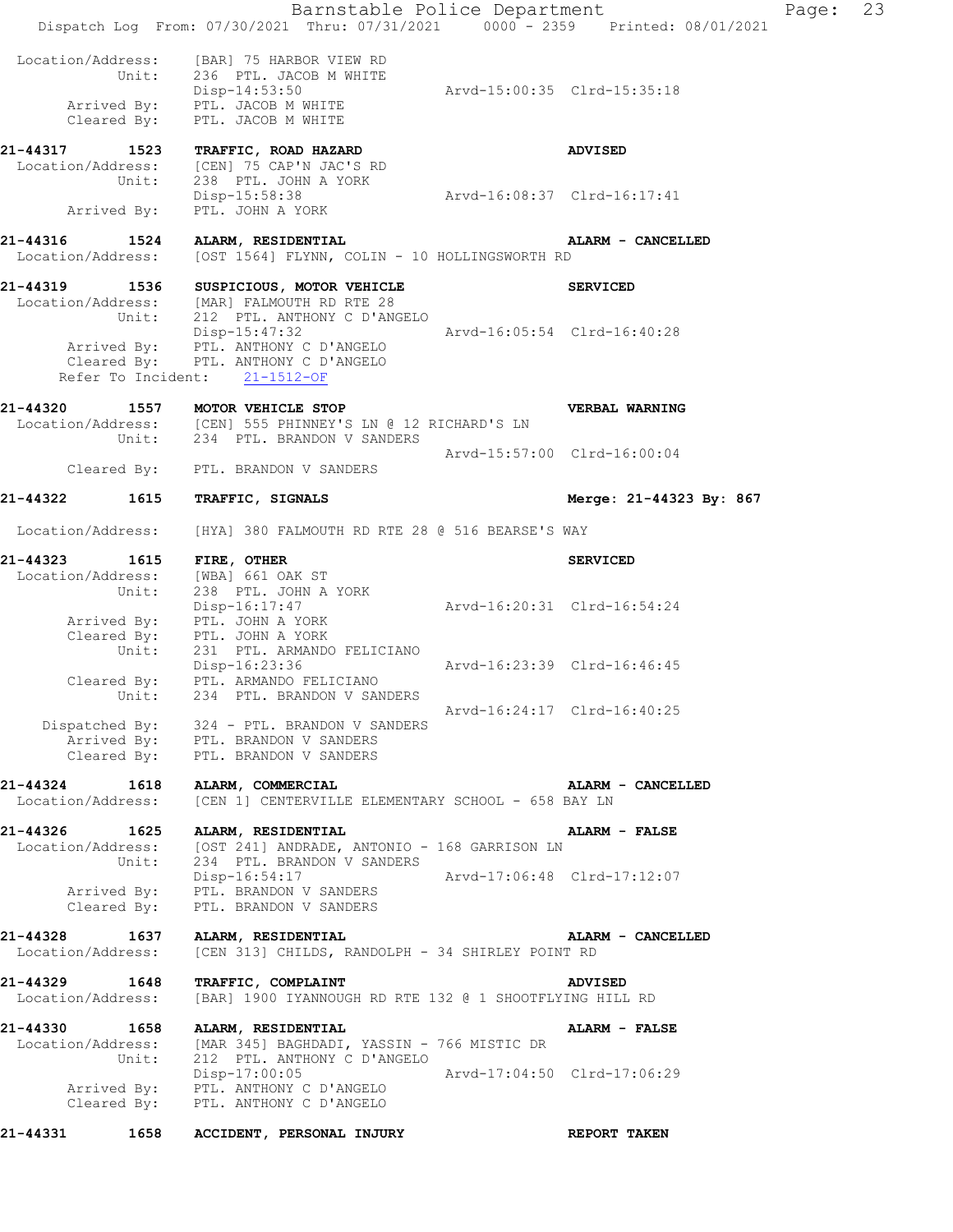```
 Location/Address:    [BAR] 75 HARBOR VIEW RD
             Unit:    236  PTL. JACOB M WHITE
                      Disp-14:53:50                   Arvd-15:00:35  Clrd-15:35:18
       Arrived By:    PTL. JACOB M WHITE
       Cleared By:    PTL. JACOB M WHITE
```

**21-44317 1523 TRAFFIC, ROAD HAZARD** **ADVISED**

```
 Location/Address:    [CEN] 75 CAP'N JAC'S RD
             Unit:    238  PTL. JOHN A YORK
                      Disp-15:58:38                   Arvd-16:08:37  Clrd-16:17:41
       Arrived By:    PTL. JOHN A YORK
```

**21-44316 1524 ALARM, RESIDENTIAL** **ALARM - CANCELLED**

```
 Location/Address:    [OST 1564] FLYNN, COLIN - 10 HOLLINGSWORTH RD
```

**21-44319 1536 SUSPICIOUS, MOTOR VEHICLE** **SERVICED**

```
 Location/Address:    [MAR] FALMOUTH RD RTE 28
             Unit:    212  PTL. ANTHONY C D'ANGELO
                      Disp-15:47:32                   Arvd-16:05:54  Clrd-16:40:28
       Arrived By:    PTL. ANTHONY C D'ANGELO
       Cleared By:    PTL. ANTHONY C D'ANGELO
   Refer To Incident:    21-1512-OF
```

**21-44320 1557 MOTOR VEHICLE STOP** **VERBAL WARNING**

```
 Location/Address:    [CEN] 555 PHINNEY'S LN @ 12 RICHARD'S LN
             Unit:    234  PTL. BRANDON V SANDERS
                                                      Arvd-15:57:00  Clrd-16:00:04
       Cleared By:    PTL. BRANDON V SANDERS
```

**21-44322 1615 TRAFFIC, SIGNALS** **Merge: 21-44323 By: 867**

```
 Location/Address:    [HYA] 380 FALMOUTH RD RTE 28 @ 516 BEARSE'S WAY
```

**21-44323 1615 FIRE, OTHER** **SERVICED**

```
 Location/Address:    [WBA] 661 OAK ST
             Unit:    238  PTL. JOHN A YORK
                      Disp-16:17:47                   Arvd-16:20:31  Clrd-16:54:24
       Arrived By:    PTL. JOHN A YORK
       Cleared By:    PTL. JOHN A YORK
             Unit:    231  PTL. ARMANDO FELICIANO
                      Disp-16:23:36                   Arvd-16:23:39  Clrd-16:46:45
       Cleared By:    PTL. ARMANDO FELICIANO
             Unit:    234  PTL. BRANDON V SANDERS
                                                      Arvd-16:24:17  Clrd-16:40:25
    Dispatched By:    324 - PTL. BRANDON V SANDERS
       Arrived By:    PTL. BRANDON V SANDERS
       Cleared By:    PTL. BRANDON V SANDERS
```

**21-44324 1618 ALARM, COMMERCIAL** **ALARM - CANCELLED**

```
 Location/Address:    [CEN 1] CENTERVILLE ELEMENTARY SCHOOL - 658 BAY LN
```

**21-44326 1625 ALARM, RESIDENTIAL** **ALARM - FALSE**

```
 Location/Address:    [OST 241] ANDRADE, ANTONIO - 168 GARRISON LN
             Unit:    234  PTL. BRANDON V SANDERS
                      Disp-16:54:17                   Arvd-17:06:48  Clrd-17:12:07
       Arrived By:    PTL. BRANDON V SANDERS
       Cleared By:    PTL. BRANDON V SANDERS
```

**21-44328 1637 ALARM, RESIDENTIAL** **ALARM - CANCELLED**

```
 Location/Address:    [CEN 313] CHILDS, RANDOLPH - 34 SHIRLEY POINT RD
```

**21-44329 1648 TRAFFIC, COMPLAINT** **ADVISED**

```
 Location/Address:    [BAR] 1900 IYANNOUGH RD RTE 132 @ 1 SHOOTFLYING HILL RD
```

**21-44330 1658 ALARM, RESIDENTIAL** **ALARM - FALSE**

```
 Location/Address:    [MAR 345] BAGHDADI, YASSIN - 766 MISTIC DR
             Unit:    212  PTL. ANTHONY C D'ANGELO
                      Disp-17:00:05                   Arvd-17:04:50  Clrd-17:06:29
       Arrived By:    PTL. ANTHONY C D'ANGELO
       Cleared By:    PTL. ANTHONY C D'ANGELO
```

**21-44331 1658 ACCIDENT, PERSONAL INJURY** **REPORT TAKEN**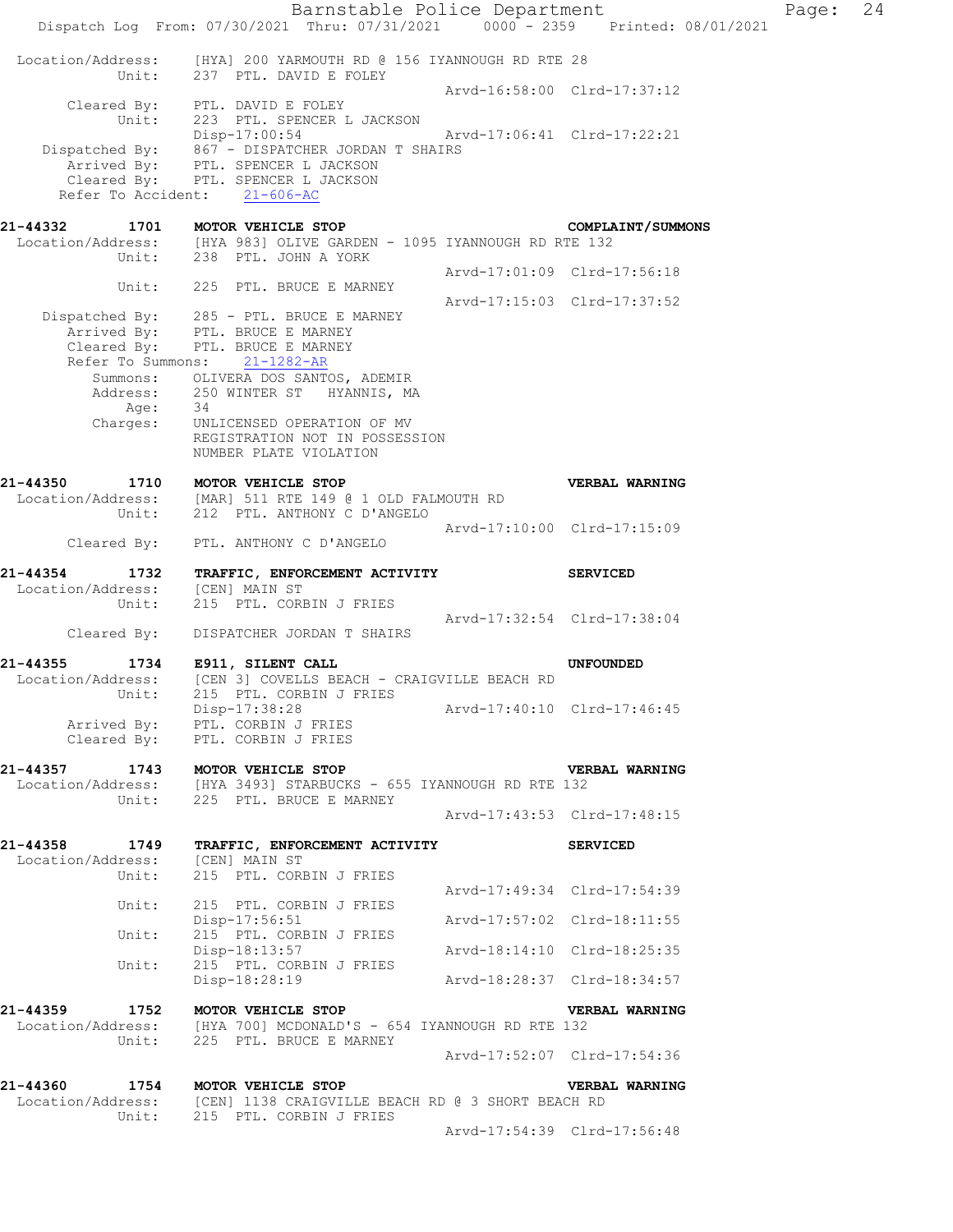```
 Location/Address:    [HYA] 200 YARMOUTH RD @ 156 IYANNOUGH RD RTE 28
            Unit:     237  PTL. DAVID E FOLEY
                                                  Arvd-16:58:00  Clrd-17:37:12
       Cleared By:    PTL. DAVID E FOLEY
            Unit:     223  PTL. SPENCER L JACKSON
                      Disp-17:00:54               Arvd-17:06:41  Clrd-17:22:21
    Dispatched By:    867 - DISPATCHER JORDAN T SHAIRS
       Arrived By:    PTL. SPENCER L JACKSON
       Cleared By:    PTL. SPENCER L JACKSON
   Refer To Accident:    21-606-AC

21-44332        1701    MOTOR VEHICLE STOP                          COMPLAINT/SUMMONS
 Location/Address:    [HYA 983] OLIVE GARDEN - 1095 IYANNOUGH RD RTE 132
            Unit:     238  PTL. JOHN A YORK
                                                  Arvd-17:01:09  Clrd-17:56:18
            Unit:     225  PTL. BRUCE E MARNEY
                                                  Arvd-17:15:03  Clrd-17:37:52
    Dispatched By:    285 - PTL. BRUCE E MARNEY
       Arrived By:    PTL. BRUCE E MARNEY
       Cleared By:    PTL. BRUCE E MARNEY
   Refer To Summons:    21-1282-AR
          Summons:    OLIVERA DOS SANTOS, ADEMIR
          Address:    250 WINTER ST   HYANNIS, MA
              Age:    34
          Charges:    UNLICENSED OPERATION OF MV
                      REGISTRATION NOT IN POSSESSION
                      NUMBER PLATE VIOLATION

21-44350        1710    MOTOR VEHICLE STOP                          VERBAL WARNING
 Location/Address:    [MAR] 511 RTE 149 @ 1 OLD FALMOUTH RD
            Unit:     212  PTL. ANTHONY C D'ANGELO
                                                  Arvd-17:10:00  Clrd-17:15:09
       Cleared By:    PTL. ANTHONY C D'ANGELO

21-44354        1732    TRAFFIC, ENFORCEMENT ACTIVITY               SERVICED
 Location/Address:    [CEN] MAIN ST
            Unit:     215  PTL. CORBIN J FRIES
                                                  Arvd-17:32:54  Clrd-17:38:04
       Cleared By:    DISPATCHER JORDAN T SHAIRS

21-44355        1734    E911, SILENT CALL                           UNFOUNDED
 Location/Address:    [CEN 3] COVELLS BEACH - CRAIGVILLE BEACH RD
            Unit:     215  PTL. CORBIN J FRIES
                      Disp-17:38:28               Arvd-17:40:10  Clrd-17:46:45
       Arrived By:    PTL. CORBIN J FRIES
       Cleared By:    PTL. CORBIN J FRIES

21-44357        1743    MOTOR VEHICLE STOP                          VERBAL WARNING
 Location/Address:    [HYA 3493] STARBUCKS - 655 IYANNOUGH RD RTE 132
            Unit:     225  PTL. BRUCE E MARNEY
                                                  Arvd-17:43:53  Clrd-17:48:15

21-44358        1749    TRAFFIC, ENFORCEMENT ACTIVITY               SERVICED
 Location/Address:    [CEN] MAIN ST
            Unit:     215  PTL. CORBIN J FRIES
                                                  Arvd-17:49:34  Clrd-17:54:39
            Unit:     215  PTL. CORBIN J FRIES
                      Disp-17:56:51               Arvd-17:57:02  Clrd-18:11:55
            Unit:     215  PTL. CORBIN J FRIES
                      Disp-18:13:57               Arvd-18:14:10  Clrd-18:25:35
            Unit:     215  PTL. CORBIN J FRIES
                      Disp-18:28:19               Arvd-18:28:37  Clrd-18:34:57

21-44359        1752    MOTOR VEHICLE STOP                          VERBAL WARNING
 Location/Address:    [HYA 700] MCDONALD'S - 654 IYANNOUGH RD RTE 132
            Unit:     225  PTL. BRUCE E MARNEY
                                                  Arvd-17:52:07  Clrd-17:54:36

21-44360        1754    MOTOR VEHICLE STOP                          VERBAL WARNING
 Location/Address:    [CEN] 1138 CRAIGVILLE BEACH RD @ 3 SHORT BEACH RD
            Unit:     215  PTL. CORBIN J FRIES
                                                  Arvd-17:54:39  Clrd-17:56:48
```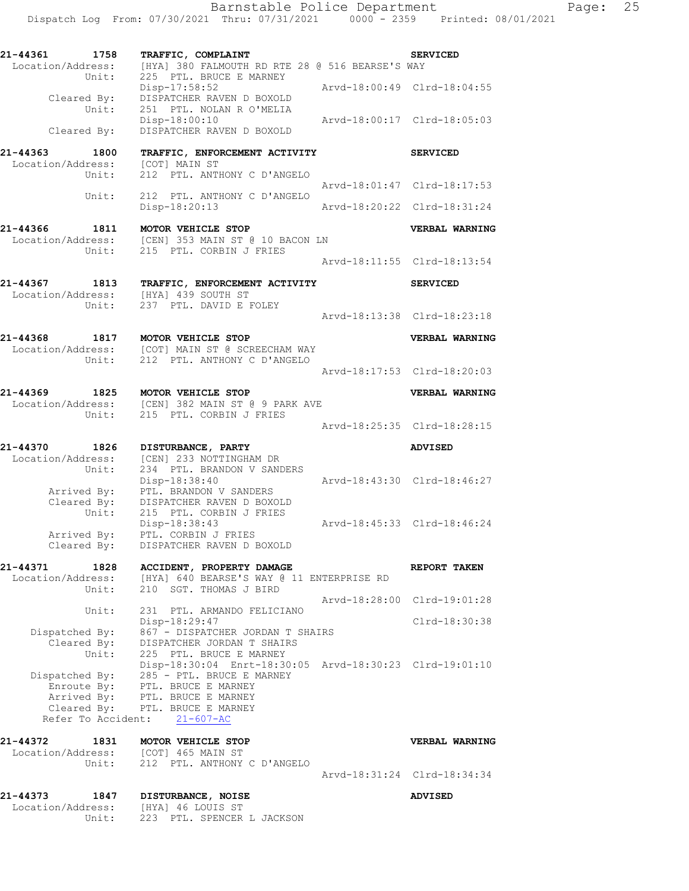```
21-44361      1758    TRAFFIC, COMPLAINT                              SERVICED
 Location/Address:    [HYA] 380 FALMOUTH RD RTE 28 @ 516 BEARSE'S WAY
            Unit:     225  PTL. BRUCE E MARNEY
                      Disp-17:58:52                  Arvd-18:00:49  Clrd-18:04:55
       Cleared By:    DISPATCHER RAVEN D BOXOLD
            Unit:     251  PTL. NOLAN R O'MELIA
                      Disp-18:00:10                  Arvd-18:00:17  Clrd-18:05:03
       Cleared By:    DISPATCHER RAVEN D BOXOLD

21-44363      1800    TRAFFIC, ENFORCEMENT ACTIVITY                   SERVICED
 Location/Address:    [COT] MAIN ST
            Unit:     212  PTL. ANTHONY C D'ANGELO
                                                     Arvd-18:01:47  Clrd-18:17:53
            Unit:     212  PTL. ANTHONY C D'ANGELO
                      Disp-18:20:13                  Arvd-18:20:22  Clrd-18:31:24

21-44366      1811    MOTOR VEHICLE STOP                              VERBAL WARNING
 Location/Address:    [CEN] 353 MAIN ST @ 10 BACON LN
            Unit:     215  PTL. CORBIN J FRIES
                                                     Arvd-18:11:55  Clrd-18:13:54

21-44367      1813    TRAFFIC, ENFORCEMENT ACTIVITY                   SERVICED
 Location/Address:    [HYA] 439 SOUTH ST
            Unit:     237  PTL. DAVID E FOLEY
                                                     Arvd-18:13:38  Clrd-18:23:18

21-44368      1817    MOTOR VEHICLE STOP                              VERBAL WARNING
 Location/Address:    [COT] MAIN ST @ SCREECHAM WAY
            Unit:     212  PTL. ANTHONY C D'ANGELO
                                                     Arvd-18:17:53  Clrd-18:20:03

21-44369      1825    MOTOR VEHICLE STOP                              VERBAL WARNING
 Location/Address:    [CEN] 382 MAIN ST @ 9 PARK AVE
            Unit:     215  PTL. CORBIN J FRIES
                                                     Arvd-18:25:35  Clrd-18:28:15

21-44370      1826    DISTURBANCE, PARTY                              ADVISED
 Location/Address:    [CEN] 233 NOTTINGHAM DR
            Unit:     234  PTL. BRANDON V SANDERS
                      Disp-18:38:40                  Arvd-18:43:30  Clrd-18:46:27
       Arrived By:    PTL. BRANDON V SANDERS
       Cleared By:    DISPATCHER RAVEN D BOXOLD
            Unit:     215  PTL. CORBIN J FRIES
                      Disp-18:38:43                  Arvd-18:45:33  Clrd-18:46:24
       Arrived By:    PTL. CORBIN J FRIES
       Cleared By:    DISPATCHER RAVEN D BOXOLD

21-44371      1828    ACCIDENT, PROPERTY DAMAGE                       REPORT TAKEN
 Location/Address:    [HYA] 640 BEARSE'S WAY @ 11 ENTERPRISE RD
            Unit:     210  SGT. THOMAS J BIRD
                                                     Arvd-18:28:00  Clrd-19:01:28
            Unit:     231  PTL. ARMANDO FELICIANO
                      Disp-18:29:47                                 Clrd-18:30:38
    Dispatched By:    867 - DISPATCHER JORDAN T SHAIRS
       Cleared By:    DISPATCHER JORDAN T SHAIRS
            Unit:     225  PTL. BRUCE E MARNEY
                      Disp-18:30:04  Enrt-18:30:05   Arvd-18:30:23  Clrd-19:01:10
    Dispatched By:    285 - PTL. BRUCE E MARNEY
       Enroute By:    PTL. BRUCE E MARNEY
       Arrived By:    PTL. BRUCE E MARNEY
       Cleared By:    PTL. BRUCE E MARNEY
   Refer To Accident:    21-607-AC

21-44372      1831    MOTOR VEHICLE STOP                              VERBAL WARNING
 Location/Address:    [COT] 465 MAIN ST
            Unit:     212  PTL. ANTHONY C D'ANGELO
                                                     Arvd-18:31:24  Clrd-18:34:34

21-44373      1847    DISTURBANCE, NOISE                              ADVISED
 Location/Address:    [HYA] 46 LOUIS ST
            Unit:     223  PTL. SPENCER L JACKSON
```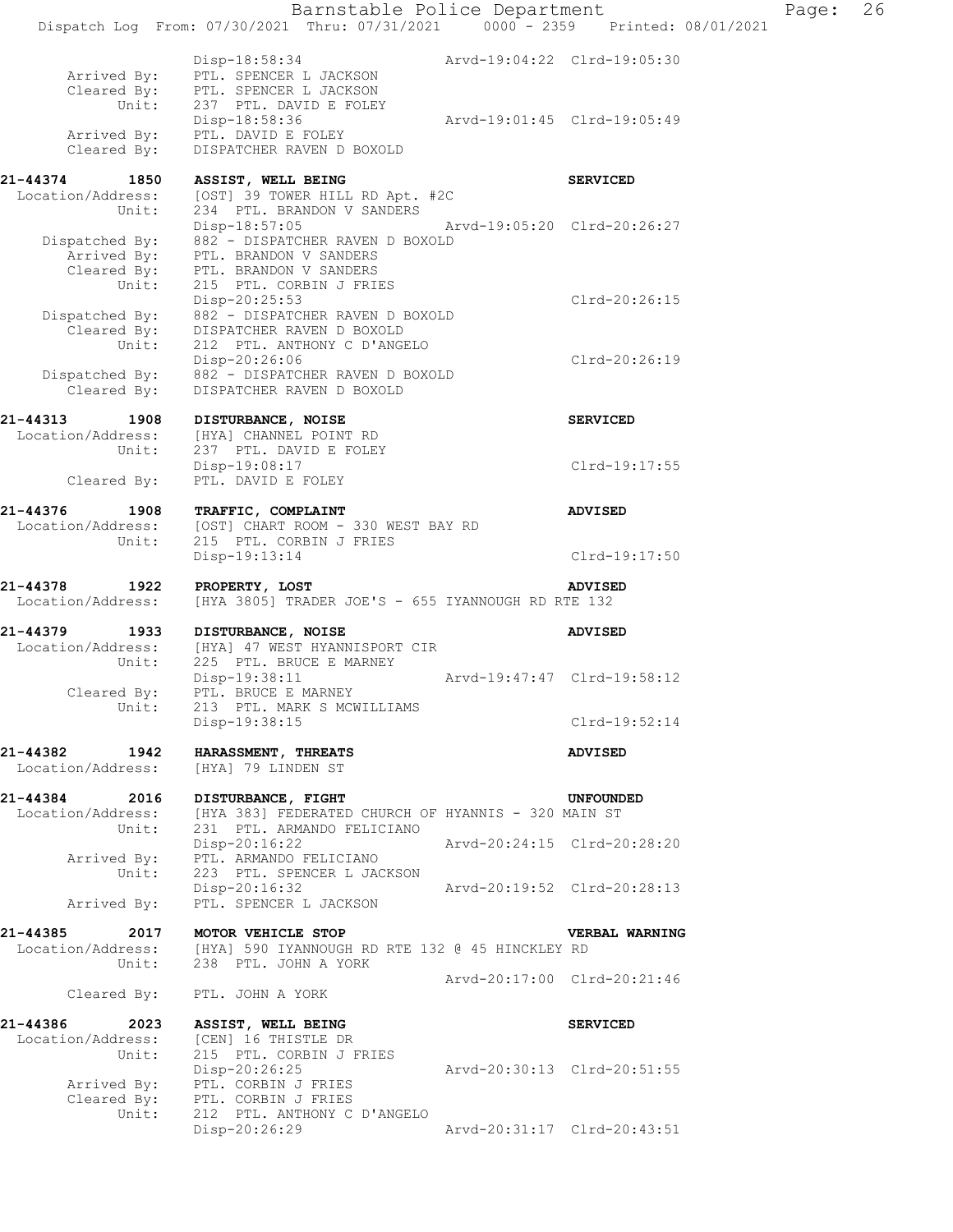```
        Disp-18:58:34                    Arvd-19:04:22  Clrd-19:05:30
   Arrived By:  PTL. SPENCER L JACKSON
   Cleared By:  PTL. SPENCER L JACKSON
        Unit:   237  PTL. DAVID E FOLEY
        Disp-18:58:36                    Arvd-19:01:45  Clrd-19:05:49
   Arrived By:  PTL. DAVID E FOLEY
   Cleared By:  DISPATCHER RAVEN D BOXOLD

21-44374    1850  ASSIST, WELL BEING                              SERVICED
 Location/Address:  [OST] 39 TOWER HILL RD Apt. #2C
        Unit:   234  PTL. BRANDON V SANDERS
        Disp-18:57:05                    Arvd-19:05:20  Clrd-20:26:27
 Dispatched By:  882 - DISPATCHER RAVEN D BOXOLD
   Arrived By:  PTL. BRANDON V SANDERS
   Cleared By:  PTL. BRANDON V SANDERS
        Unit:   215  PTL. CORBIN J FRIES
        Disp-20:25:53                                   Clrd-20:26:15
 Dispatched By:  882 - DISPATCHER RAVEN D BOXOLD
   Cleared By:  DISPATCHER RAVEN D BOXOLD
        Unit:   212  PTL. ANTHONY C D'ANGELO
        Disp-20:26:06                                   Clrd-20:26:19
 Dispatched By:  882 - DISPATCHER RAVEN D BOXOLD
   Cleared By:  DISPATCHER RAVEN D BOXOLD

21-44313    1908  DISTURBANCE, NOISE                              SERVICED
 Location/Address:  [HYA] CHANNEL POINT RD
        Unit:   237  PTL. DAVID E FOLEY
        Disp-19:08:17                                   Clrd-19:17:55
   Cleared By:  PTL. DAVID E FOLEY

21-44376    1908  TRAFFIC, COMPLAINT                              ADVISED
 Location/Address:  [OST] CHART ROOM - 330 WEST BAY RD
        Unit:   215  PTL. CORBIN J FRIES
        Disp-19:13:14                                   Clrd-19:17:50

21-44378    1922  PROPERTY, LOST                                  ADVISED
 Location/Address:  [HYA 3805] TRADER JOE'S - 655 IYANNOUGH RD RTE 132

21-44379    1933  DISTURBANCE, NOISE                              ADVISED
 Location/Address:  [HYA] 47 WEST HYANNISPORT CIR
        Unit:   225  PTL. BRUCE E MARNEY
        Disp-19:38:11                    Arvd-19:47:47  Clrd-19:58:12
   Cleared By:  PTL. BRUCE E MARNEY
        Unit:   213  PTL. MARK S MCWILLIAMS
        Disp-19:38:15                                   Clrd-19:52:14

21-44382    1942  HARASSMENT, THREATS                             ADVISED
 Location/Address:  [HYA] 79 LINDEN ST

21-44384    2016  DISTURBANCE, FIGHT                              UNFOUNDED
 Location/Address:  [HYA 383] FEDERATED CHURCH OF HYANNIS - 320 MAIN ST
        Unit:   231  PTL. ARMANDO FELICIANO
        Disp-20:16:22                    Arvd-20:24:15  Clrd-20:28:20
   Arrived By:  PTL. ARMANDO FELICIANO
        Unit:   223  PTL. SPENCER L JACKSON
        Disp-20:16:32                    Arvd-20:19:52  Clrd-20:28:13
   Arrived By:  PTL. SPENCER L JACKSON

21-44385    2017  MOTOR VEHICLE STOP                              VERBAL WARNING
 Location/Address:  [HYA] 590 IYANNOUGH RD RTE 132 @ 45 HINCKLEY RD
        Unit:   238  PTL. JOHN A YORK
                                         Arvd-20:17:00  Clrd-20:21:46
   Cleared By:  PTL. JOHN A YORK

21-44386    2023  ASSIST, WELL BEING                              SERVICED
 Location/Address:  [CEN] 16 THISTLE DR
        Unit:   215  PTL. CORBIN J FRIES
        Disp-20:26:25                    Arvd-20:30:13  Clrd-20:51:55
   Arrived By:  PTL. CORBIN J FRIES
   Cleared By:  PTL. CORBIN J FRIES
        Unit:   212  PTL. ANTHONY C D'ANGELO
        Disp-20:26:29                    Arvd-20:31:17  Clrd-20:43:51
```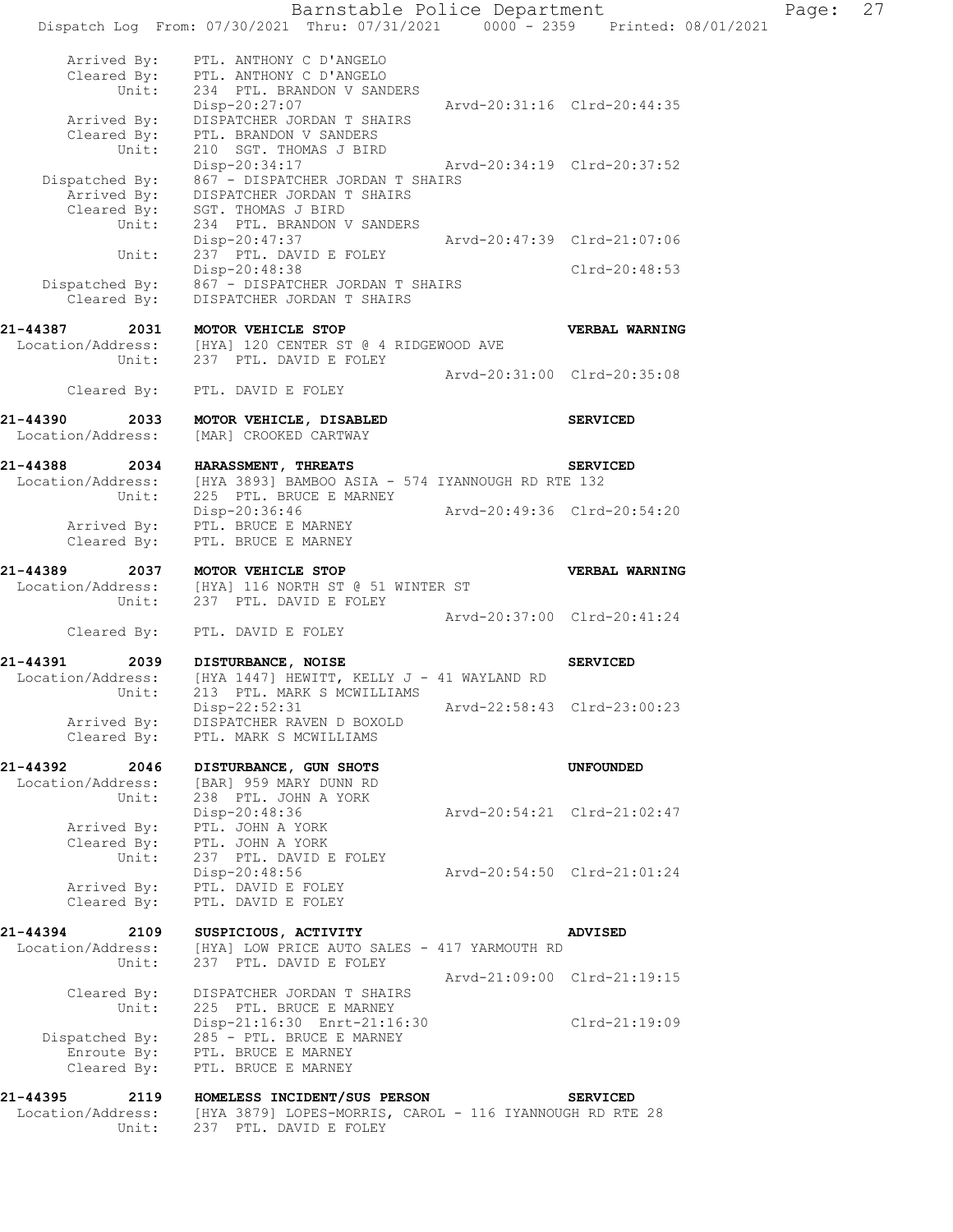```
        Arrived By:    PTL. ANTHONY C D'ANGELO
        Cleared By:    PTL. ANTHONY C D'ANGELO
             Unit:     234  PTL. BRANDON V SANDERS
                       Disp-20:27:07                  Arvd-20:31:16  Clrd-20:44:35
        Arrived By:    DISPATCHER JORDAN T SHAIRS
        Cleared By:    PTL. BRANDON V SANDERS
             Unit:     210  SGT. THOMAS J BIRD
                       Disp-20:34:17                  Arvd-20:34:19  Clrd-20:37:52
     Dispatched By:    867 - DISPATCHER JORDAN T SHAIRS
        Arrived By:    DISPATCHER JORDAN T SHAIRS
        Cleared By:    SGT. THOMAS J BIRD
             Unit:     234  PTL. BRANDON V SANDERS
                       Disp-20:47:37                  Arvd-20:47:39  Clrd-21:07:06
             Unit:     237  PTL. DAVID E FOLEY
                       Disp-20:48:38                                 Clrd-20:48:53
     Dispatched By:    867 - DISPATCHER JORDAN T SHAIRS
        Cleared By:    DISPATCHER JORDAN T SHAIRS

21-44387    2031    MOTOR VEHICLE STOP                                 VERBAL WARNING
  Location/Address:    [HYA] 120 CENTER ST @ 4 RIDGEWOOD AVE
             Unit:     237  PTL. DAVID E FOLEY
                                                      Arvd-20:31:00  Clrd-20:35:08
        Cleared By:    PTL. DAVID E FOLEY

21-44390    2033    MOTOR VEHICLE, DISABLED                            SERVICED
  Location/Address:    [MAR] CROOKED CARTWAY

21-44388    2034    HARASSMENT, THREATS                                SERVICED
  Location/Address:    [HYA 3893] BAMBOO ASIA - 574 IYANNOUGH RD RTE 132
             Unit:     225  PTL. BRUCE E MARNEY
                       Disp-20:36:46                  Arvd-20:49:36  Clrd-20:54:20
        Arrived By:    PTL. BRUCE E MARNEY
        Cleared By:    PTL. BRUCE E MARNEY

21-44389    2037    MOTOR VEHICLE STOP                                 VERBAL WARNING
  Location/Address:    [HYA] 116 NORTH ST @ 51 WINTER ST
             Unit:     237  PTL. DAVID E FOLEY
                                                      Arvd-20:37:00  Clrd-20:41:24
        Cleared By:    PTL. DAVID E FOLEY

21-44391    2039    DISTURBANCE, NOISE                                 SERVICED
  Location/Address:    [HYA 1447] HEWITT, KELLY J - 41 WAYLAND RD
             Unit:     213  PTL. MARK S MCWILLIAMS
                       Disp-22:52:31                  Arvd-22:58:43  Clrd-23:00:23
        Arrived By:    DISPATCHER RAVEN D BOXOLD
        Cleared By:    PTL. MARK S MCWILLIAMS

21-44392    2046    DISTURBANCE, GUN SHOTS                             UNFOUNDED
  Location/Address:    [BAR] 959 MARY DUNN RD
             Unit:     238  PTL. JOHN A YORK
                       Disp-20:48:36                  Arvd-20:54:21  Clrd-21:02:47
        Arrived By:    PTL. JOHN A YORK
        Cleared By:    PTL. JOHN A YORK
             Unit:     237  PTL. DAVID E FOLEY
                       Disp-20:48:56                  Arvd-20:54:50  Clrd-21:01:24
        Arrived By:    PTL. DAVID E FOLEY
        Cleared By:    PTL. DAVID E FOLEY

21-44394    2109    SUSPICIOUS, ACTIVITY                               ADVISED
  Location/Address:    [HYA] LOW PRICE AUTO SALES - 417 YARMOUTH RD
             Unit:     237  PTL. DAVID E FOLEY
                                                      Arvd-21:09:00  Clrd-21:19:15
        Cleared By:    DISPATCHER JORDAN T SHAIRS
             Unit:     225  PTL. BRUCE E MARNEY
                       Disp-21:16:30  Enrt-21:16:30                  Clrd-21:19:09
     Dispatched By:    285 - PTL. BRUCE E MARNEY
        Enroute By:    PTL. BRUCE E MARNEY
        Cleared By:    PTL. BRUCE E MARNEY

21-44395    2119    HOMELESS INCIDENT/SUS PERSON                       SERVICED
  Location/Address:    [HYA 3879] LOPES-MORRIS, CAROL - 116 IYANNOUGH RD RTE 28
             Unit:     237  PTL. DAVID E FOLEY
```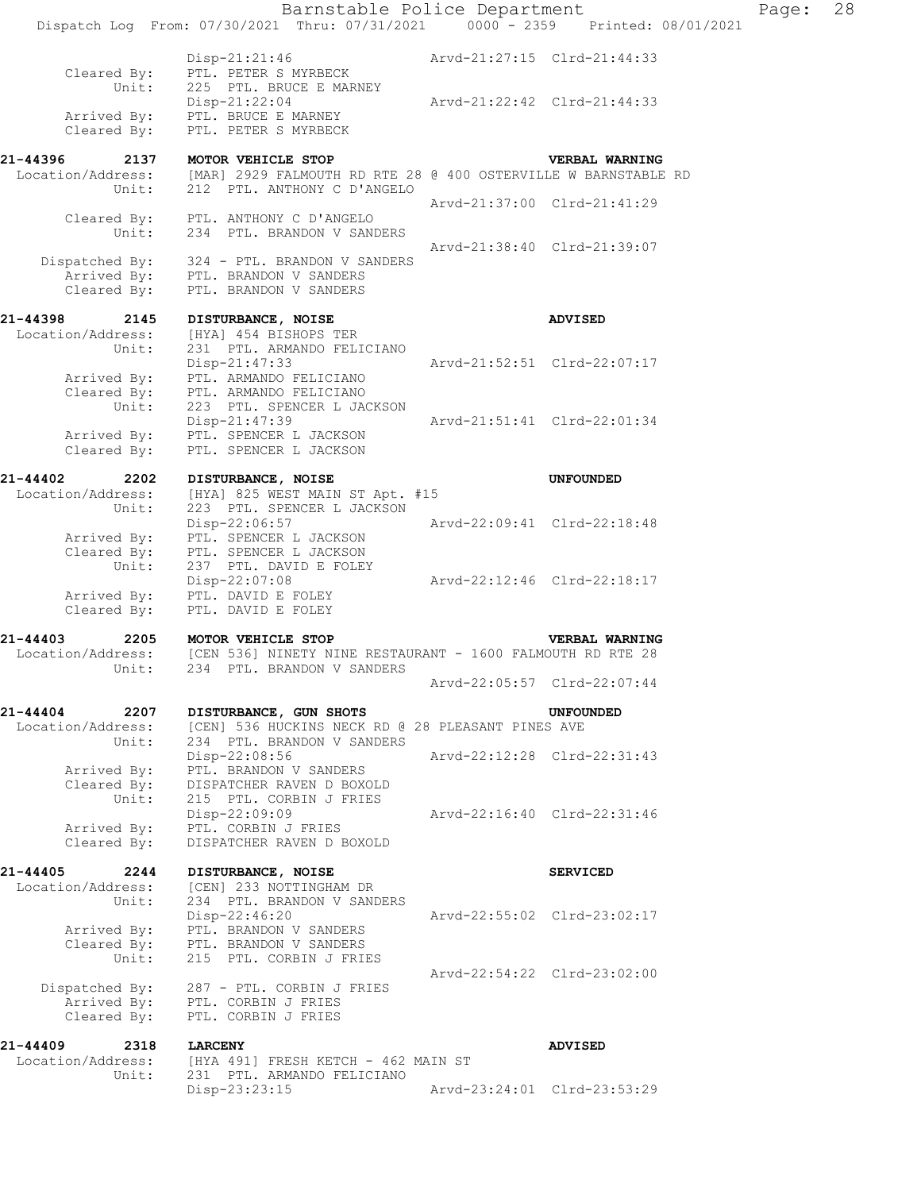Disp-21:21:46 Arvd-21:27:15 Clrd-21:44:33
Cleared By: PTL. PETER S MYRBECK
Unit: 225 PTL. BRUCE E MARNEY
Disp-21:22:04 Arvd-21:22:42 Clrd-21:44:33
Arrived By: PTL. BRUCE E MARNEY
Cleared By: PTL. PETER S MYRBECK

**21-44396 2137 MOTOR VEHICLE STOP VERBAL WARNING**
Location/Address: [MAR] 2929 FALMOUTH RD RTE 28 @ 400 OSTERVILLE W BARNSTABLE RD
Unit: 212 PTL. ANTHONY C D'ANGELO
Arvd-21:37:00 Clrd-21:41:29
Cleared By: PTL. ANTHONY C D'ANGELO
Unit: 234 PTL. BRANDON V SANDERS
Arvd-21:38:40 Clrd-21:39:07
Dispatched By: 324 - PTL. BRANDON V SANDERS
Arrived By: PTL. BRANDON V SANDERS
Cleared By: PTL. BRANDON V SANDERS

**21-44398 2145 DISTURBANCE, NOISE ADVISED**
Location/Address: [HYA] 454 BISHOPS TER
Unit: 231 PTL. ARMANDO FELICIANO
Disp-21:47:33 Arvd-21:52:51 Clrd-22:07:17
Arrived By: PTL. ARMANDO FELICIANO
Cleared By: PTL. ARMANDO FELICIANO
Unit: 223 PTL. SPENCER L JACKSON
Disp-21:47:39 Arvd-21:51:41 Clrd-22:01:34
Arrived By: PTL. SPENCER L JACKSON
Cleared By: PTL. SPENCER L JACKSON

**21-44402 2202 DISTURBANCE, NOISE UNFOUNDED**
Location/Address: [HYA] 825 WEST MAIN ST Apt. #15
Unit: 223 PTL. SPENCER L JACKSON
Disp-22:06:57 Arvd-22:09:41 Clrd-22:18:48
Arrived By: PTL. SPENCER L JACKSON
Cleared By: PTL. SPENCER L JACKSON
Unit: 237 PTL. DAVID E FOLEY
Disp-22:07:08 Arvd-22:12:46 Clrd-22:18:17
Arrived By: PTL. DAVID E FOLEY
Cleared By: PTL. DAVID E FOLEY

**21-44403 2205 MOTOR VEHICLE STOP VERBAL WARNING**
Location/Address: [CEN 536] NINETY NINE RESTAURANT - 1600 FALMOUTH RD RTE 28
Unit: 234 PTL. BRANDON V SANDERS
Arvd-22:05:57 Clrd-22:07:44

**21-44404 2207 DISTURBANCE, GUN SHOTS UNFOUNDED**
Location/Address: [CEN] 536 HUCKINS NECK RD @ 28 PLEASANT PINES AVE
Unit: 234 PTL. BRANDON V SANDERS
Disp-22:08:56 Arvd-22:12:28 Clrd-22:31:43
Arrived By: PTL. BRANDON V SANDERS
Cleared By: DISPATCHER RAVEN D BOXOLD
Unit: 215 PTL. CORBIN J FRIES
Disp-22:09:09 Arvd-22:16:40 Clrd-22:31:46
Arrived By: PTL. CORBIN J FRIES
Cleared By: DISPATCHER RAVEN D BOXOLD

**21-44405 2244 DISTURBANCE, NOISE SERVICED**
Location/Address: [CEN] 233 NOTTINGHAM DR
Unit: 234 PTL. BRANDON V SANDERS
Disp-22:46:20 Arvd-22:55:02 Clrd-23:02:17
Arrived By: PTL. BRANDON V SANDERS
Cleared By: PTL. BRANDON V SANDERS
Unit: 215 PTL. CORBIN J FRIES
Arvd-22:54:22 Clrd-23:02:00
Dispatched By: 287 - PTL. CORBIN J FRIES
Arrived By: PTL. CORBIN J FRIES
Cleared By: PTL. CORBIN J FRIES

**21-44409 2318 LARCENY ADVISED**
Location/Address: [HYA 491] FRESH KETCH - 462 MAIN ST
Unit: 231 PTL. ARMANDO FELICIANO
Disp-23:23:15 Arvd-23:24:01 Clrd-23:53:29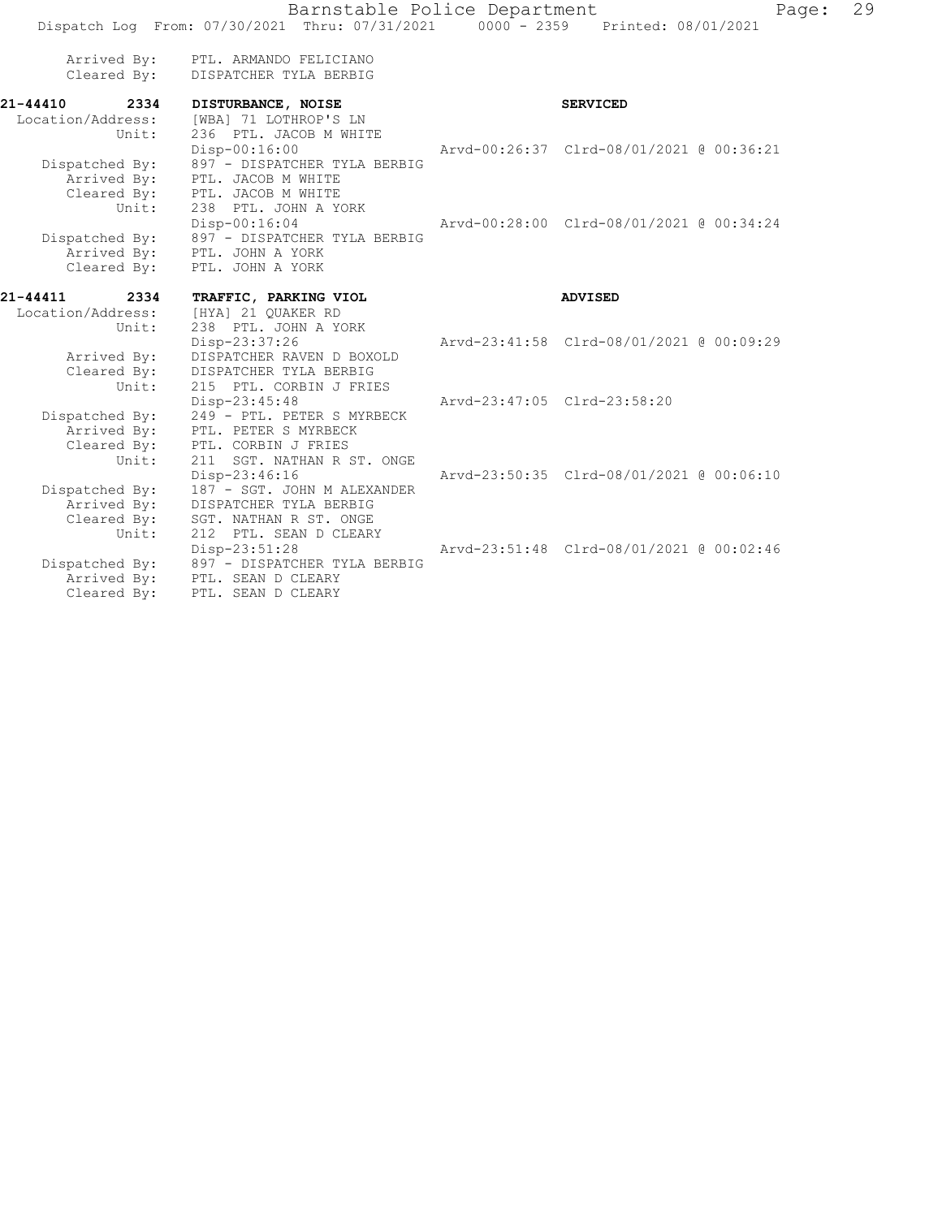Arrived By: PTL. ARMANDO FELICIANO
Cleared By: DISPATCHER TYLA BERBIG

**21-44410 2334 DISTURBANCE, NOISE** **SERVICED**

Location/Address: [WBA] 71 LOTHROP'S LN
Unit: 236 PTL. JACOB M WHITE
Disp-00:16:00 Arvd-00:26:37 Clrd-08/01/2021 @ 00:36:21
Dispatched By: 897 - DISPATCHER TYLA BERBIG
Arrived By: PTL. JACOB M WHITE
Cleared By: PTL. JACOB M WHITE
Unit: 238 PTL. JOHN A YORK
Disp-00:16:04 Arvd-00:28:00 Clrd-08/01/2021 @ 00:34:24
Dispatched By: 897 - DISPATCHER TYLA BERBIG
Arrived By: PTL. JOHN A YORK
Cleared By: PTL. JOHN A YORK

**21-44411 2334 TRAFFIC, PARKING VIOL** **ADVISED**

Location/Address: [HYA] 21 QUAKER RD
Unit: 238 PTL. JOHN A YORK
Disp-23:37:26 Arvd-23:41:58 Clrd-08/01/2021 @ 00:09:29
Arrived By: DISPATCHER RAVEN D BOXOLD
Cleared By: DISPATCHER TYLA BERBIG
Unit: 215 PTL. CORBIN J FRIES
Disp-23:45:48 Arvd-23:47:05 Clrd-23:58:20
Dispatched By: 249 - PTL. PETER S MYRBECK
Arrived By: PTL. PETER S MYRBECK
Cleared By: PTL. CORBIN J FRIES
Unit: 211 SGT. NATHAN R ST. ONGE
Disp-23:46:16 Arvd-23:50:35 Clrd-08/01/2021 @ 00:06:10
Dispatched By: 187 - SGT. JOHN M ALEXANDER
Arrived By: DISPATCHER TYLA BERBIG
Cleared By: SGT. NATHAN R ST. ONGE
Unit: 212 PTL. SEAN D CLEARY
Disp-23:51:28 Arvd-23:51:48 Clrd-08/01/2021 @ 00:02:46
Dispatched By: 897 - DISPATCHER TYLA BERBIG
Arrived By: PTL. SEAN D CLEARY
Cleared By: PTL. SEAN D CLEARY